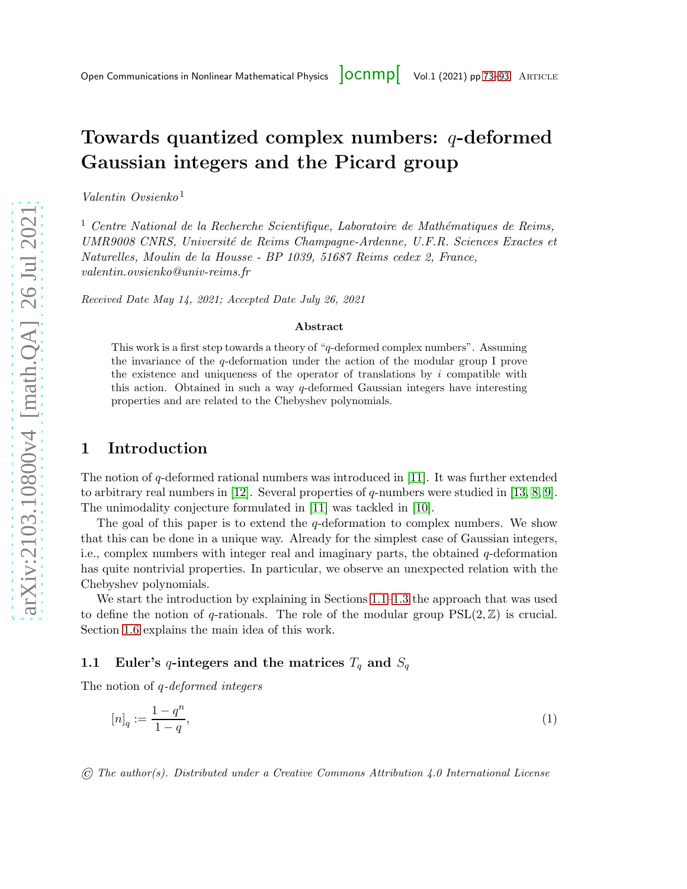# Towards quantized complex numbers: $q$-deformed Gaussian integers and the Picard group

*Valentin Ovsienko* [1]

[1] *Centre National de la Recherche Scientifique, Laboratoire de Mathématiques de Reims, UMR9008 CNRS, Université de Reims Champagne-Ardenne, U.F.R. Sciences Exactes et Naturelles, Moulin de la Housse - BP 1039, 51687 Reims cedex 2, France, valentin.ovsienko@univ-reims.fr*

*Received Date May 14, 2021; Accepted Date July 26, 2021*

**Abstract**

This work is a first step towards a theory of "$q$-deformed complex numbers". Assuming the invariance of the $q$-deformation under the action of the modular group I prove the existence and uniqueness of the operator of translations by $i$ compatible with this action. Obtained in such a way $q$-deformed Gaussian integers have interesting properties and are related to the Chebyshev polynomials.

## 1 Introduction

The notion of $q$-deformed rational numbers was introduced in [11]. It was further extended to arbitrary real numbers in [12]. Several properties of $q$-numbers were studied in [13, 8, 9]. The unimodality conjecture formulated in [11] was tackled in [10].

The goal of this paper is to extend the $q$-deformation to complex numbers. We show that this can be done in a unique way. Already for the simplest case of Gaussian integers, i.e., complex numbers with integer real and imaginary parts, the obtained $q$-deformation has quite nontrivial properties. In particular, we observe an unexpected relation with the Chebyshev polynomials.

We start the introduction by explaining in Sections 1.1–1.3 the approach that was used to define the notion of $q$-rationals. The role of the modular group $\mathrm{PSL}(2,\mathbb{Z})$ is crucial. Section 1.6 explains the main idea of this work.

### 1.1 Euler's $q$-integers and the matrices $T_q$ and $S_q$

The notion of *$q$-deformed integers*

$$[n]_q := \frac{1-q^n}{1-q}, \tag{1}$$

© *The author(s). Distributed under a Creative Commons Attribution 4.0 International License*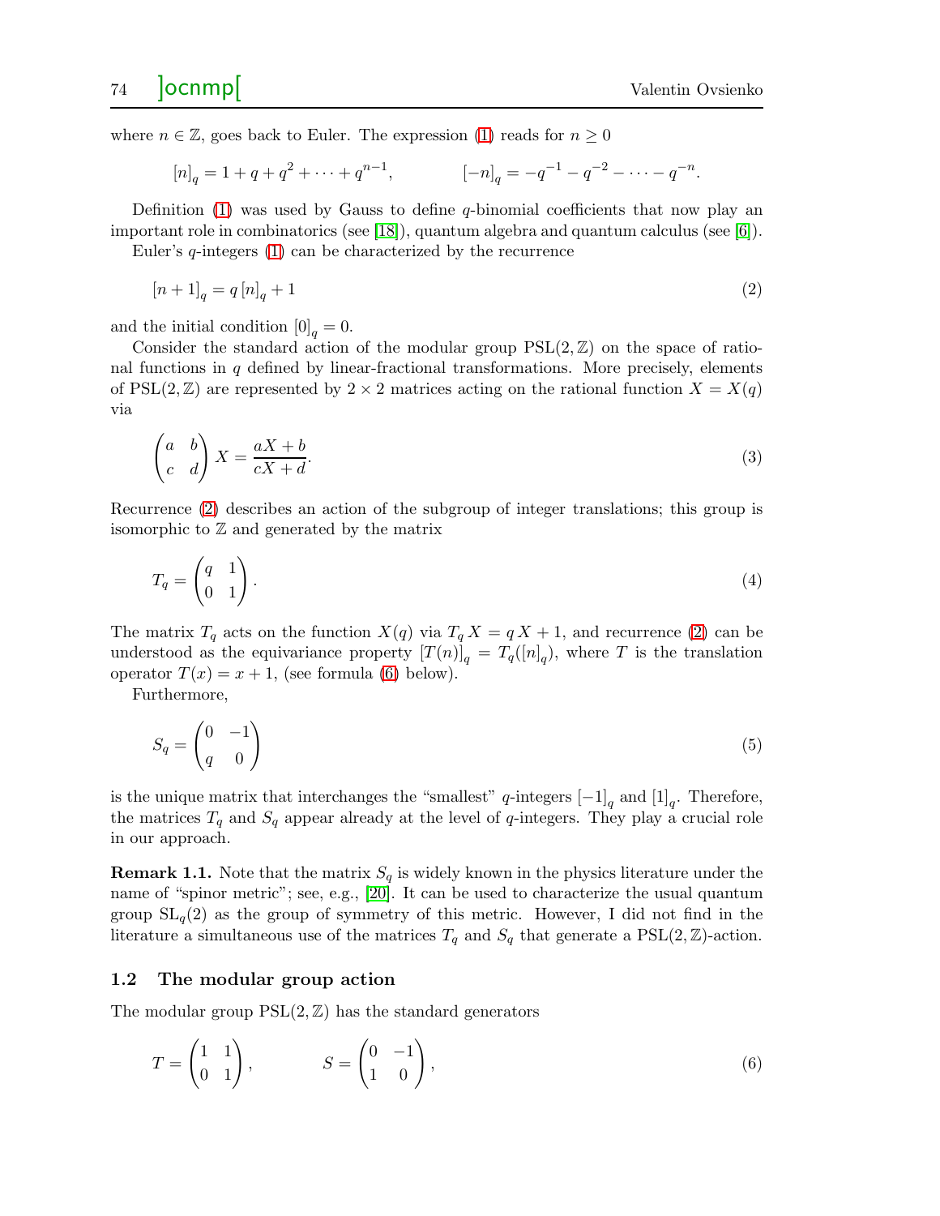where $n \in \mathbb{Z}$, goes back to Euler. The expression (1) reads for $n \geq 0$

$$[n]_q = 1 + q + q^2 + \cdots + q^{n-1}, \qquad [-n]_q = -q^{-1} - q^{-2} - \cdots - q^{-n}.$$

Definition (1) was used by Gauss to define $q$-binomial coefficients that now play an important role in combinatorics (see [18]), quantum algebra and quantum calculus (see [6]).

Euler's $q$-integers (1) can be characterized by the recurrence

$$[n+1]_q = q\,[n]_q + 1 \tag{2}$$

and the initial condition $[0]_q = 0$.

Consider the standard action of the modular group $\mathrm{PSL}(2,\mathbb{Z})$ on the space of rational functions in $q$ defined by linear-fractional transformations. More precisely, elements of $\mathrm{PSL}(2,\mathbb{Z})$ are represented by $2 \times 2$ matrices acting on the rational function $X = X(q)$ via

$$\begin{pmatrix} a & b \\ c & d \end{pmatrix} X = \frac{aX + b}{cX + d}. \tag{3}$$

Recurrence (2) describes an action of the subgroup of integer translations; this group is isomorphic to $\mathbb{Z}$ and generated by the matrix

$$T_q = \begin{pmatrix} q & 1 \\ 0 & 1 \end{pmatrix}. \tag{4}$$

The matrix $T_q$ acts on the function $X(q)$ via $T_q\,X = q\,X + 1$, and recurrence (2) can be understood as the equivariance property $[T(n)]_q = T_q([n]_q)$, where $T$ is the translation operator $T(x) = x + 1$, (see formula (6) below).

Furthermore,

$$S_q = \begin{pmatrix} 0 & -1 \\ q & 0 \end{pmatrix} \tag{5}$$

is the unique matrix that interchanges the "smallest" $q$-integers $[-1]_q$ and $[1]_q$. Therefore, the matrices $T_q$ and $S_q$ appear already at the level of $q$-integers. They play a crucial role in our approach.

**Remark 1.1.** Note that the matrix $S_q$ is widely known in the physics literature under the name of "spinor metric"; see, e.g., [20]. It can be used to characterize the usual quantum group $\mathrm{SL}_q(2)$ as the group of symmetry of this metric. However, I did not find in the literature a simultaneous use of the matrices $T_q$ and $S_q$ that generate a $\mathrm{PSL}(2,\mathbb{Z})$-action.

### 1.2 The modular group action

The modular group $\mathrm{PSL}(2,\mathbb{Z})$ has the standard generators

$$T = \begin{pmatrix} 1 & 1 \\ 0 & 1 \end{pmatrix}, \qquad S = \begin{pmatrix} 0 & -1 \\ 1 & 0 \end{pmatrix}, \tag{6}$$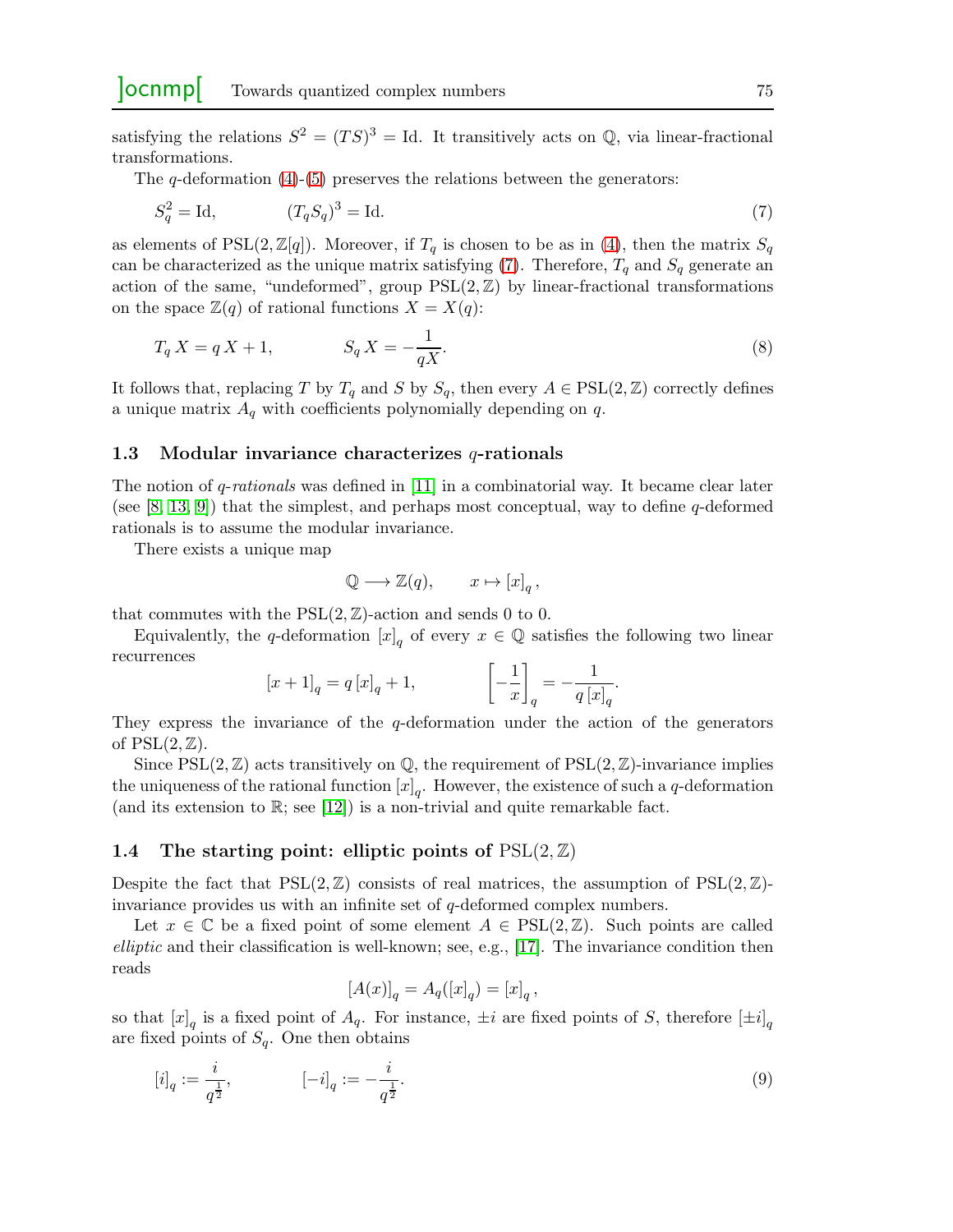satisfying the relations $S^2 = (TS)^3 = \mathrm{Id}$. It transitively acts on $\mathbb{Q}$, via linear-fractional transformations.

The $q$-deformation (4)-(5) preserves the relations between the generators:

$$S_q^2 = \mathrm{Id}, \qquad (T_q S_q)^3 = \mathrm{Id}. \tag{7}$$

as elements of $\mathrm{PSL}(2, \mathbb{Z}[q])$. Moreover, if $T_q$ is chosen to be as in (4), then the matrix $S_q$ can be characterized as the unique matrix satisfying (7). Therefore, $T_q$ and $S_q$ generate an action of the same, "undeformed", group $\mathrm{PSL}(2,\mathbb{Z})$ by linear-fractional transformations on the space $\mathbb{Z}(q)$ of rational functions $X = X(q)$:

$$T_q\, X = q\, X + 1, \qquad S_q\, X = -\frac{1}{qX}. \tag{8}$$

It follows that, replacing $T$ by $T_q$ and $S$ by $S_q$, then every $A \in \mathrm{PSL}(2,\mathbb{Z})$ correctly defines a unique matrix $A_q$ with coefficients polynomially depending on $q$.

### 1.3 Modular invariance characterizes $q$-rationals

The notion of *$q$-rationals* was defined in [11] in a combinatorial way. It became clear later (see [8, 13, 9]) that the simplest, and perhaps most conceptual, way to define $q$-deformed rationals is to assume the modular invariance.

There exists a unique map

$$\mathbb{Q} \longrightarrow \mathbb{Z}(q), \qquad x \mapsto [x]_q\,,$$

that commutes with the $\mathrm{PSL}(2,\mathbb{Z})$-action and sends 0 to 0.

Equivalently, the $q$-deformation $[x]_q$ of every $x \in \mathbb{Q}$ satisfies the following two linear recurrences

$$[x+1]_q = q\,[x]_q + 1, \qquad \left[-\frac{1}{x}\right]_q = -\frac{1}{q\,[x]_q}.$$

They express the invariance of the $q$-deformation under the action of the generators of $\mathrm{PSL}(2,\mathbb{Z})$.

Since $\mathrm{PSL}(2,\mathbb{Z})$ acts transitively on $\mathbb{Q}$, the requirement of $\mathrm{PSL}(2,\mathbb{Z})$-invariance implies the uniqueness of the rational function $[x]_q$. However, the existence of such a $q$-deformation (and its extension to $\mathbb{R}$; see [12]) is a non-trivial and quite remarkable fact.

### 1.4 The starting point: elliptic points of $\mathrm{PSL}(2,\mathbb{Z})$

Despite the fact that $\mathrm{PSL}(2,\mathbb{Z})$ consists of real matrices, the assumption of $\mathrm{PSL}(2,\mathbb{Z})$-invariance provides us with an infinite set of $q$-deformed complex numbers.

Let $x \in \mathbb{C}$ be a fixed point of some element $A \in \mathrm{PSL}(2,\mathbb{Z})$. Such points are called *elliptic* and their classification is well-known; see, e.g., [17]. The invariance condition then reads

$$[A(x)]_q = A_q([x]_q) = [x]_q\,,$$

so that $[x]_q$ is a fixed point of $A_q$. For instance, $\pm i$ are fixed points of $S$, therefore $[\pm i]_q$ are fixed points of $S_q$. One then obtains

$$[i]_q := \frac{i}{q^{\frac{1}{2}}}, \qquad [-i]_q := -\frac{i}{q^{\frac{1}{2}}}. \tag{9}$$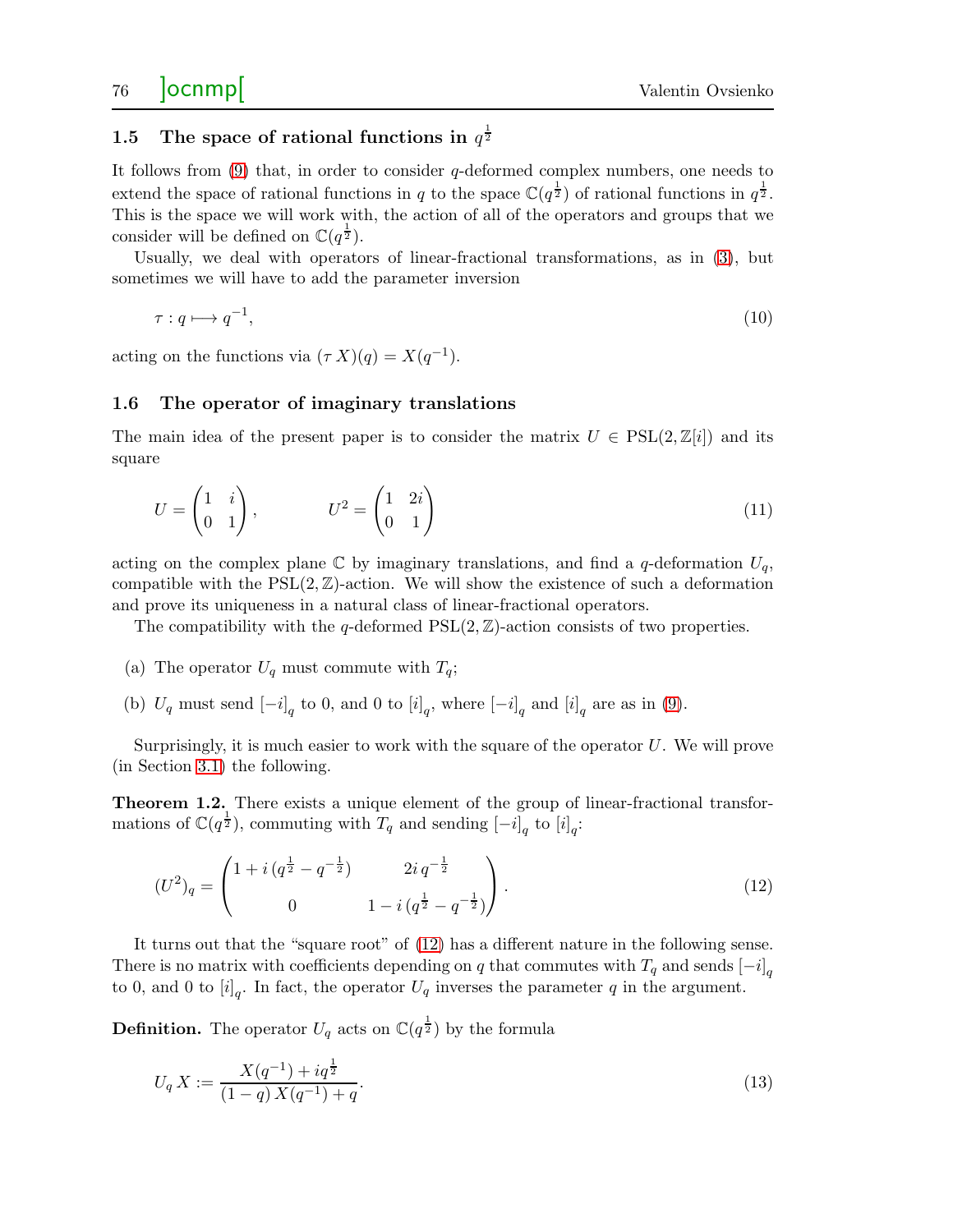### 1.5 The space of rational functions in $q^{\frac{1}{2}}$

It follows from (9) that, in order to consider $q$-deformed complex numbers, one needs to extend the space of rational functions in $q$ to the space $\mathbb{C}(q^{\frac{1}{2}})$ of rational functions in $q^{\frac{1}{2}}$. This is the space we will work with, the action of all of the operators and groups that we consider will be defined on $\mathbb{C}(q^{\frac{1}{2}})$.

Usually, we deal with operators of linear-fractional transformations, as in (3), but sometimes we will have to add the parameter inversion

$$\tau : q \longmapsto q^{-1}, \tag{10}$$

acting on the functions via $(\tau\, X)(q) = X(q^{-1})$.

### 1.6 The operator of imaginary translations

The main idea of the present paper is to consider the matrix $U \in \mathrm{PSL}(2, \mathbb{Z}[i])$ and its square

$$U = \begin{pmatrix} 1 & i \\ 0 & 1 \end{pmatrix}, \qquad U^2 = \begin{pmatrix} 1 & 2i \\ 0 & 1 \end{pmatrix} \tag{11}$$

acting on the complex plane $\mathbb{C}$ by imaginary translations, and find a $q$-deformation $U_q$, compatible with the $\mathrm{PSL}(2, \mathbb{Z})$-action. We will show the existence of such a deformation and prove its uniqueness in a natural class of linear-fractional operators.

The compatibility with the $q$-deformed $\mathrm{PSL}(2, \mathbb{Z})$-action consists of two properties.

(a) The operator $U_q$ must commute with $T_q$;

(b) $U_q$ must send $[-i]_q$ to 0, and 0 to $[i]_q$, where $[-i]_q$ and $[i]_q$ are as in (9).

Surprisingly, it is much easier to work with the square of the operator $U$. We will prove (in Section 3.1) the following.

**Theorem 1.2.** There exists a unique element of the group of linear-fractional transformations of $\mathbb{C}(q^{\frac{1}{2}})$, commuting with $T_q$ and sending $[-i]_q$ to $[i]_q$:

$$(U^2)_q = \begin{pmatrix} 1 + i\,(q^{\frac{1}{2}} - q^{-\frac{1}{2}}) & 2i\,q^{-\frac{1}{2}} \\ 0 & 1 - i\,(q^{\frac{1}{2}} - q^{-\frac{1}{2}}) \end{pmatrix}. \tag{12}$$

It turns out that the "square root" of (12) has a different nature in the following sense. There is no matrix with coefficients depending on $q$ that commutes with $T_q$ and sends $[-i]_q$ to 0, and 0 to $[i]_q$. In fact, the operator $U_q$ inverses the parameter $q$ in the argument.

**Definition.** The operator $U_q$ acts on $\mathbb{C}(q^{\frac{1}{2}})$ by the formula

$$U_q\, X := \frac{X(q^{-1}) + i q^{\frac{1}{2}}}{(1-q)\, X(q^{-1}) + q}. \tag{13}$$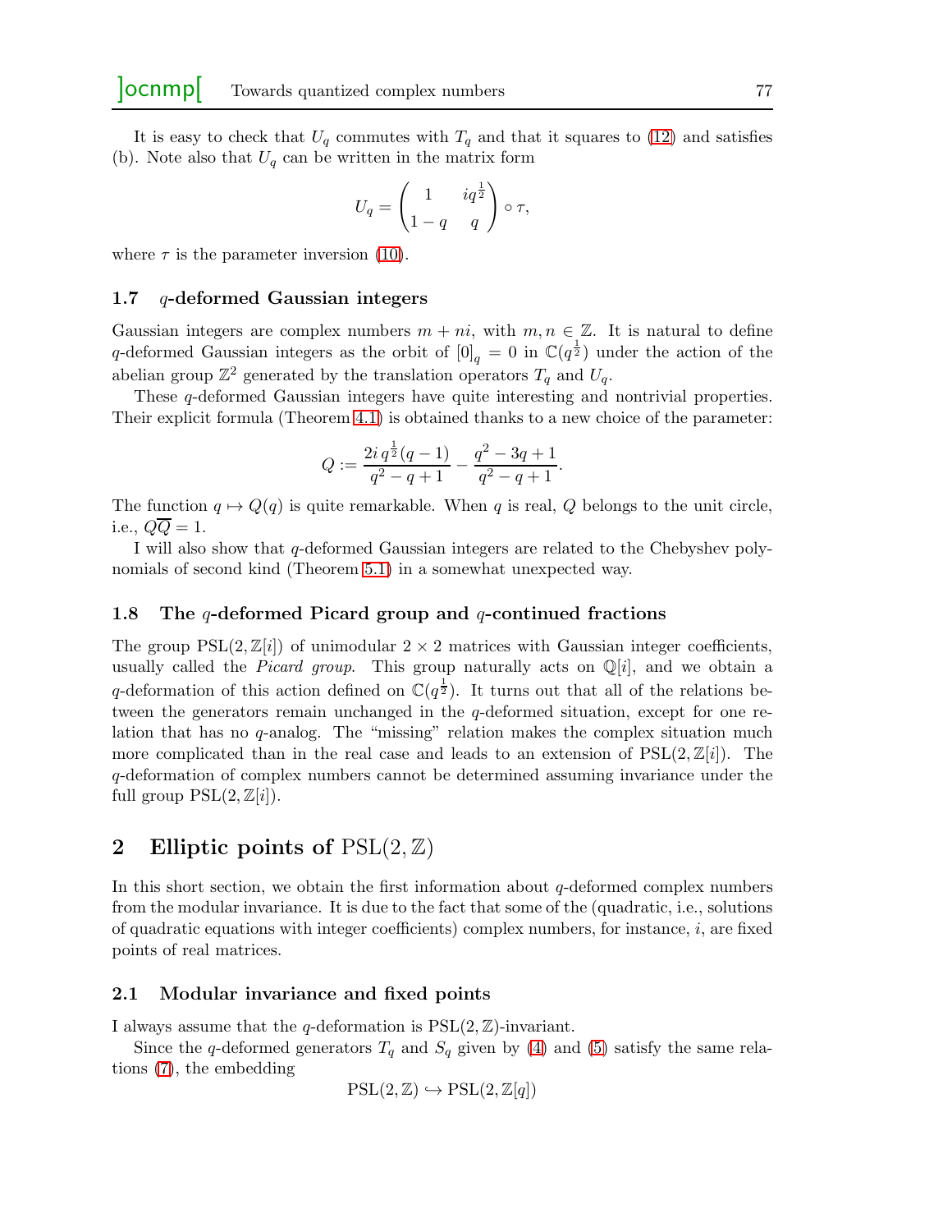It is easy to check that $U_q$ commutes with $T_q$ and that it squares to (12) and satisfies (b). Note also that $U_q$ can be written in the matrix form

$$U_q = \begin{pmatrix} 1 & iq^{\frac{1}{2}} \\ 1-q & q \end{pmatrix} \circ \tau,$$

where $\tau$ is the parameter inversion (10).

### 1.7 $q$-deformed Gaussian integers

Gaussian integers are complex numbers $m + ni$, with $m, n \in \mathbb{Z}$. It is natural to define $q$-deformed Gaussian integers as the orbit of $[0]_q = 0$ in $\mathbb{C}(q^{\frac{1}{2}})$ under the action of the abelian group $\mathbb{Z}^2$ generated by the translation operators $T_q$ and $U_q$.

These $q$-deformed Gaussian integers have quite interesting and nontrivial properties. Their explicit formula (Theorem 4.1) is obtained thanks to a new choice of the parameter:

$$Q := \frac{2i\, q^{\frac{1}{2}}(q-1)}{q^2 - q + 1} - \frac{q^2 - 3q + 1}{q^2 - q + 1}.$$

The function $q \mapsto Q(q)$ is quite remarkable. When $q$ is real, $Q$ belongs to the unit circle, i.e., $Q\overline{Q} = 1$.

I will also show that $q$-deformed Gaussian integers are related to the Chebyshev polynomials of second kind (Theorem 5.1) in a somewhat unexpected way.

### 1.8 The $q$-deformed Picard group and $q$-continued fractions

The group $\mathrm{PSL}(2, \mathbb{Z}[i])$ of unimodular $2 \times 2$ matrices with Gaussian integer coefficients, usually called the *Picard group*. This group naturally acts on $\mathbb{Q}[i]$, and we obtain a $q$-deformation of this action defined on $\mathbb{C}(q^{\frac{1}{2}})$. It turns out that all of the relations between the generators remain unchanged in the $q$-deformed situation, except for one relation that has no $q$-analog. The "missing" relation makes the complex situation much more complicated than in the real case and leads to an extension of $\mathrm{PSL}(2, \mathbb{Z}[i])$. The $q$-deformation of complex numbers cannot be determined assuming invariance under the full group $\mathrm{PSL}(2, \mathbb{Z}[i])$.

## 2 Elliptic points of $\mathrm{PSL}(2, \mathbb{Z})$

In this short section, we obtain the first information about $q$-deformed complex numbers from the modular invariance. It is due to the fact that some of the (quadratic, i.e., solutions of quadratic equations with integer coefficients) complex numbers, for instance, $i$, are fixed points of real matrices.

### 2.1 Modular invariance and fixed points

I always assume that the $q$-deformation is $\mathrm{PSL}(2, \mathbb{Z})$-invariant.

Since the $q$-deformed generators $T_q$ and $S_q$ given by (4) and (5) satisfy the same relations (7), the embedding

$$\mathrm{PSL}(2, \mathbb{Z}) \hookrightarrow \mathrm{PSL}(2, \mathbb{Z}[q])$$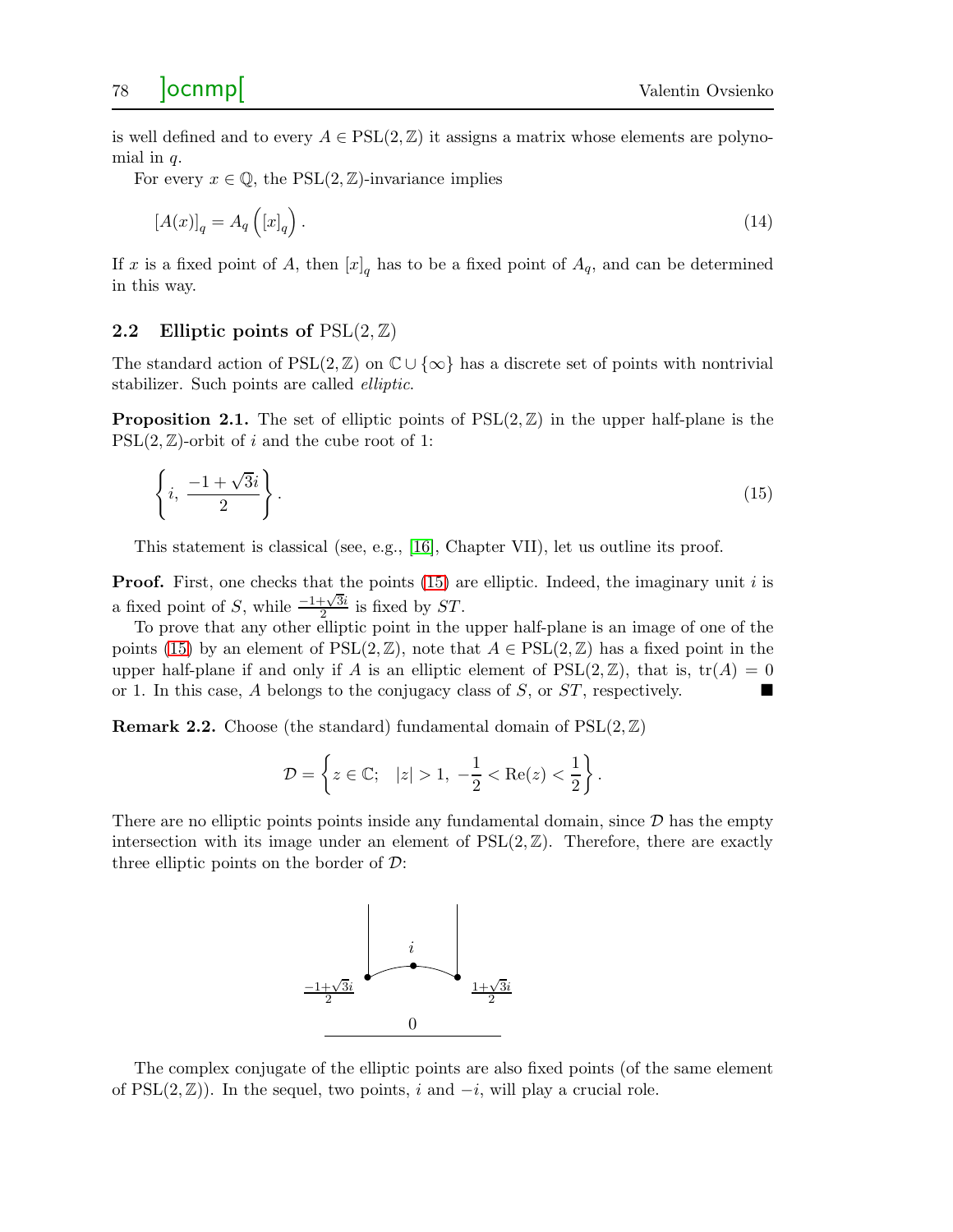is well defined and to every $A \in \mathrm{PSL}(2,\mathbb{Z})$ it assigns a matrix whose elements are polynomial in $q$.

For every $x \in \mathbb{Q}$, the $\mathrm{PSL}(2,\mathbb{Z})$-invariance implies

$$[A(x)]_q = A_q\left([x]_q\right). \tag{14}$$

If $x$ is a fixed point of $A$, then $[x]_q$ has to be a fixed point of $A_q$, and can be determined in this way.

## 2.2 Elliptic points of $\mathrm{PSL}(2,\mathbb{Z})$

The standard action of $\mathrm{PSL}(2,\mathbb{Z})$ on $\mathbb{C} \cup \{\infty\}$ has a discrete set of points with nontrivial stabilizer. Such points are called *elliptic*.

**Proposition 2.1.** The set of elliptic points of $\mathrm{PSL}(2,\mathbb{Z})$ in the upper half-plane is the $\mathrm{PSL}(2,\mathbb{Z})$-orbit of $i$ and the cube root of 1:

$$\left\{ i,\ \frac{-1+\sqrt{3}i}{2} \right\}. \tag{15}$$

This statement is classical (see, e.g., [16], Chapter VII), let us outline its proof.

**Proof.** First, one checks that the points (15) are elliptic. Indeed, the imaginary unit $i$ is a fixed point of $S$, while $\frac{-1+\sqrt{3}i}{2}$ is fixed by $ST$.

To prove that any other elliptic point in the upper half-plane is an image of one of the points (15) by an element of $\mathrm{PSL}(2,\mathbb{Z})$, note that $A \in \mathrm{PSL}(2,\mathbb{Z})$ has a fixed point in the upper half-plane if and only if $A$ is an elliptic element of $\mathrm{PSL}(2,\mathbb{Z})$, that is, $\mathrm{tr}(A) = 0$ or 1. In this case, $A$ belongs to the conjugacy class of $S$, or $ST$, respectively. ■

**Remark 2.2.** Choose (the standard) fundamental domain of $\mathrm{PSL}(2,\mathbb{Z})$

$$\mathcal{D} = \left\{ z \in \mathbb{C};\quad |z| > 1,\ -\frac{1}{2} < \mathrm{Re}(z) < \frac{1}{2} \right\}.$$

There are no elliptic points points inside any fundamental domain, since $\mathcal{D}$ has the empty intersection with its image under an element of $\mathrm{PSL}(2,\mathbb{Z})$. Therefore, there are exactly three elliptic points on the border of $\mathcal{D}$:

$i$

$\frac{-1+\sqrt{3}i}{2}$ $\frac{1+\sqrt{3}i}{2}$

$0$

The complex conjugate of the elliptic points are also fixed points (of the same element of $\mathrm{PSL}(2,\mathbb{Z})$). In the sequel, two points, $i$ and $-i$, will play a crucial role.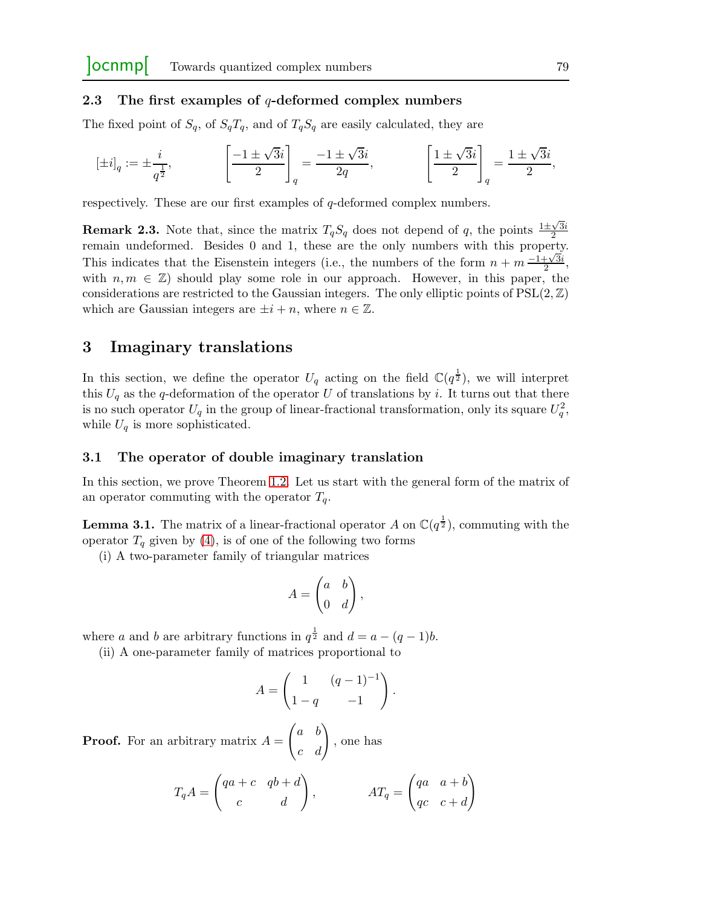### 2.3 The first examples of $q$-deformed complex numbers

The fixed point of $S_q$, of $S_qT_q$, and of $T_qS_q$ are easily calculated, they are

$$[\pm i]_q := \pm\frac{i}{q^{\frac{1}{2}}}, \qquad \left[\frac{-1\pm\sqrt{3}i}{2}\right]_q = \frac{-1\pm\sqrt{3}i}{2q}, \qquad \left[\frac{1\pm\sqrt{3}i}{2}\right]_q = \frac{1\pm\sqrt{3}i}{2},$$

respectively. These are our first examples of $q$-deformed complex numbers.

**Remark 2.3.** Note that, since the matrix $T_qS_q$ does not depend of $q$, the points $\frac{1\pm\sqrt{3}i}{2}$ remain undeformed. Besides 0 and 1, these are the only numbers with this property. This indicates that the Eisenstein integers (i.e., the numbers of the form $n + m\,\frac{-1+\sqrt{3}i}{2}$, with $n, m \in \mathbb{Z}$) should play some role in our approach. However, in this paper, the considerations are restricted to the Gaussian integers. The only elliptic points of $\mathrm{PSL}(2,\mathbb{Z})$ which are Gaussian integers are $\pm i + n$, where $n \in \mathbb{Z}$.

## 3 Imaginary translations

In this section, we define the operator $U_q$ acting on the field $\mathbb{C}(q^{\frac{1}{2}})$, we will interpret this $U_q$ as the $q$-deformation of the operator $U$ of translations by $i$. It turns out that there is no such operator $U_q$ in the group of linear-fractional transformation, only its square $U_q^2$, while $U_q$ is more sophisticated.

### 3.1 The operator of double imaginary translation

In this section, we prove Theorem 1.2. Let us start with the general form of the matrix of an operator commuting with the operator $T_q$.

**Lemma 3.1.** The matrix of a linear-fractional operator $A$ on $\mathbb{C}(q^{\frac{1}{2}})$, commuting with the operator $T_q$ given by (4), is of one of the following two forms

(i) A two-parameter family of triangular matrices

$$A = \begin{pmatrix} a & b \\ 0 & d \end{pmatrix},$$

where $a$ and $b$ are arbitrary functions in $q^{\frac{1}{2}}$ and $d = a - (q-1)b$.

(ii) A one-parameter family of matrices proportional to

$$A = \begin{pmatrix} 1 & (q-1)^{-1} \\ 1-q & -1 \end{pmatrix}.$$

**Proof.** For an arbitrary matrix $A = \begin{pmatrix} a & b \\ c & d \end{pmatrix}$, one has

$$T_qA = \begin{pmatrix} qa+c & qb+d \\ c & d \end{pmatrix}, \qquad AT_q = \begin{pmatrix} qa & a+b \\ qc & c+d \end{pmatrix}$$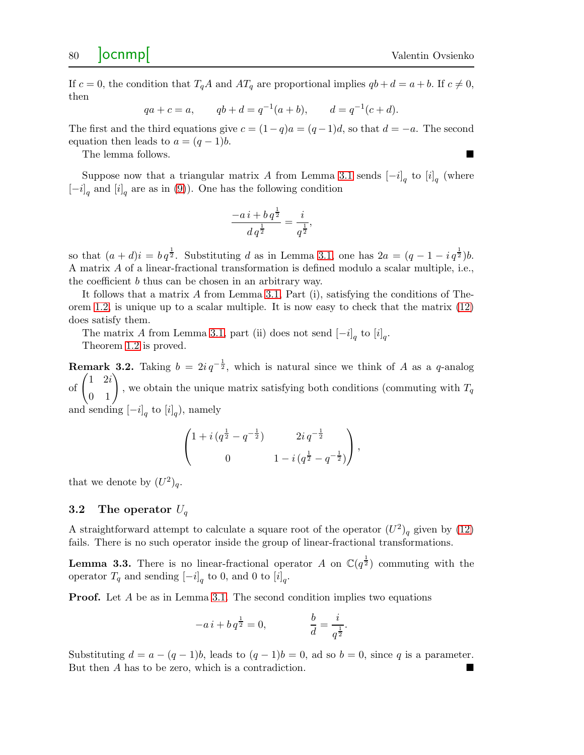If $c = 0$, the condition that $T_q A$ and $A T_q$ are proportional implies $qb + d = a + b$. If $c \neq 0$, then

$$qa + c = a, \qquad qb + d = q^{-1}(a + b), \qquad d = q^{-1}(c + d).$$

The first and the third equations give $c = (1 - q)a = (q - 1)d$, so that $d = -a$. The second equation then leads to $a = (q - 1)b$.

The lemma follows. ■

Suppose now that a triangular matrix $A$ from Lemma 3.1 sends $[-i]_q$ to $[i]_q$ (where $[-i]_q$ and $[i]_q$ are as in (9)). One has the following condition

$$\frac{-a\,i + b\,q^{\frac{1}{2}}}{d\,q^{\frac{1}{2}}} = \frac{i}{q^{\frac{1}{2}}},$$

so that $(a + d)i = b\,q^{\frac{1}{2}}$. Substituting $d$ as in Lemma 3.1, one has $2a = (q - 1 - i\,q^{\frac{1}{2}})b$. A matrix $A$ of a linear-fractional transformation is defined modulo a scalar multiple, i.e., the coefficient $b$ thus can be chosen in an arbitrary way.

It follows that a matrix $A$ from Lemma 3.1, Part (i), satisfying the conditions of Theorem 1.2, is unique up to a scalar multiple. It is now easy to check that the matrix (12) does satisfy them.

The matrix $A$ from Lemma 3.1, part (ii) does not send $[-i]_q$ to $[i]_q$.

Theorem 1.2 is proved.

**Remark 3.2.** Taking $b = 2i\,q^{-\frac{1}{2}}$, which is natural since we think of $A$ as a $q$-analog of $\begin{pmatrix} 1 & 2i \\ 0 & 1 \end{pmatrix}$, we obtain the unique matrix satisfying both conditions (commuting with $T_q$ and sending $[-i]_q$ to $[i]_q$), namely

$$\begin{pmatrix} 1 + i\,(q^{\frac{1}{2}} - q^{-\frac{1}{2}}) & 2i\,q^{-\frac{1}{2}} \\ 0 & 1 - i\,(q^{\frac{1}{2}} - q^{-\frac{1}{2}}) \end{pmatrix},$$

that we denote by $(U^2)_q$.

## 3.2 The operator $U_q$

A straightforward attempt to calculate a square root of the operator $(U^2)_q$ given by (12) fails. There is no such operator inside the group of linear-fractional transformations.

**Lemma 3.3.** There is no linear-fractional operator $A$ on $\mathbb{C}(q^{\frac{1}{2}})$ commuting with the operator $T_q$ and sending $[-i]_q$ to $0$, and $0$ to $[i]_q$.

**Proof.** Let $A$ be as in Lemma 3.1. The second condition implies two equations

$$-a\,i + b\,q^{\frac{1}{2}} = 0, \qquad \frac{b}{d} = \frac{i}{q^{\frac{1}{2}}}.$$

Substituting $d = a - (q - 1)b$, leads to $(q - 1)b = 0$, ad so $b = 0$, since $q$ is a parameter. But then $A$ has to be zero, which is a contradiction. ■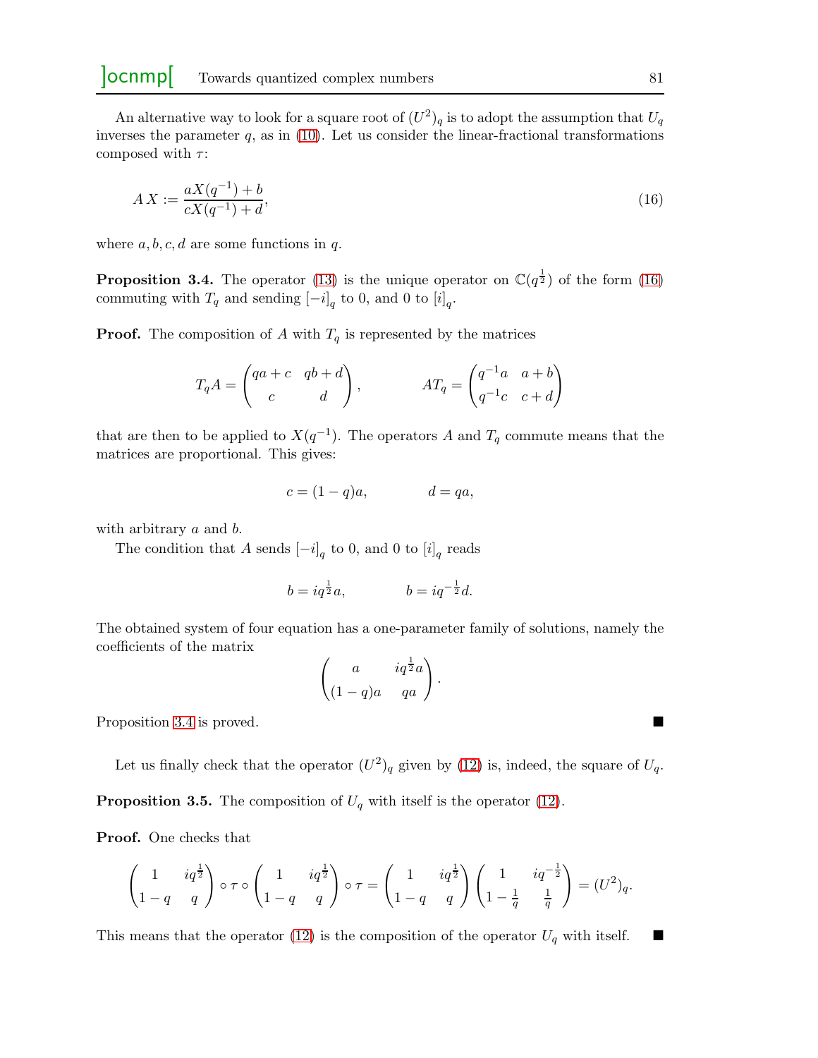An alternative way to look for a square root of $(U^2)_q$ is to adopt the assumption that $U_q$ inverses the parameter $q$, as in (10). Let us consider the linear-fractional transformations composed with $\tau$:

$$A\,X := \frac{aX(q^{-1}) + b}{cX(q^{-1}) + d}, \tag{16}$$

where $a, b, c, d$ are some functions in $q$.

**Proposition 3.4.** The operator (13) is the unique operator on $\mathbb{C}(q^{\frac{1}{2}})$ of the form (16) commuting with $T_q$ and sending $[-i]_q$ to 0, and 0 to $[i]_q$.

**Proof.** The composition of $A$ with $T_q$ is represented by the matrices

$$T_q A = \begin{pmatrix} qa + c & qb + d \\ c & d \end{pmatrix}, \qquad A T_q = \begin{pmatrix} q^{-1}a & a + b \\ q^{-1}c & c + d \end{pmatrix}$$

that are then to be applied to $X(q^{-1})$. The operators $A$ and $T_q$ commute means that the matrices are proportional. This gives:

$$c = (1 - q)a, \qquad d = qa,$$

with arbitrary $a$ and $b$.

The condition that $A$ sends $[-i]_q$ to 0, and 0 to $[i]_q$ reads

$$b = iq^{\frac{1}{2}}a, \qquad b = iq^{-\frac{1}{2}}d.$$

The obtained system of four equation has a one-parameter family of solutions, namely the coefficients of the matrix

$$\begin{pmatrix} a & iq^{\frac{1}{2}}a \\ (1-q)a & qa \end{pmatrix}.$$

Proposition 3.4 is proved. ■

Let us finally check that the operator $(U^2)_q$ given by (12) is, indeed, the square of $U_q$.

**Proposition 3.5.** The composition of $U_q$ with itself is the operator (12).

**Proof.** One checks that

$$\begin{pmatrix} 1 & iq^{\frac{1}{2}} \\ 1-q & q \end{pmatrix} \circ \tau \circ \begin{pmatrix} 1 & iq^{\frac{1}{2}} \\ 1-q & q \end{pmatrix} \circ \tau = \begin{pmatrix} 1 & iq^{\frac{1}{2}} \\ 1-q & q \end{pmatrix} \begin{pmatrix} 1 & iq^{-\frac{1}{2}} \\ 1-\frac{1}{q} & \frac{1}{q} \end{pmatrix} = (U^2)_q.$$

This means that the operator (12) is the composition of the operator $U_q$ with itself. ■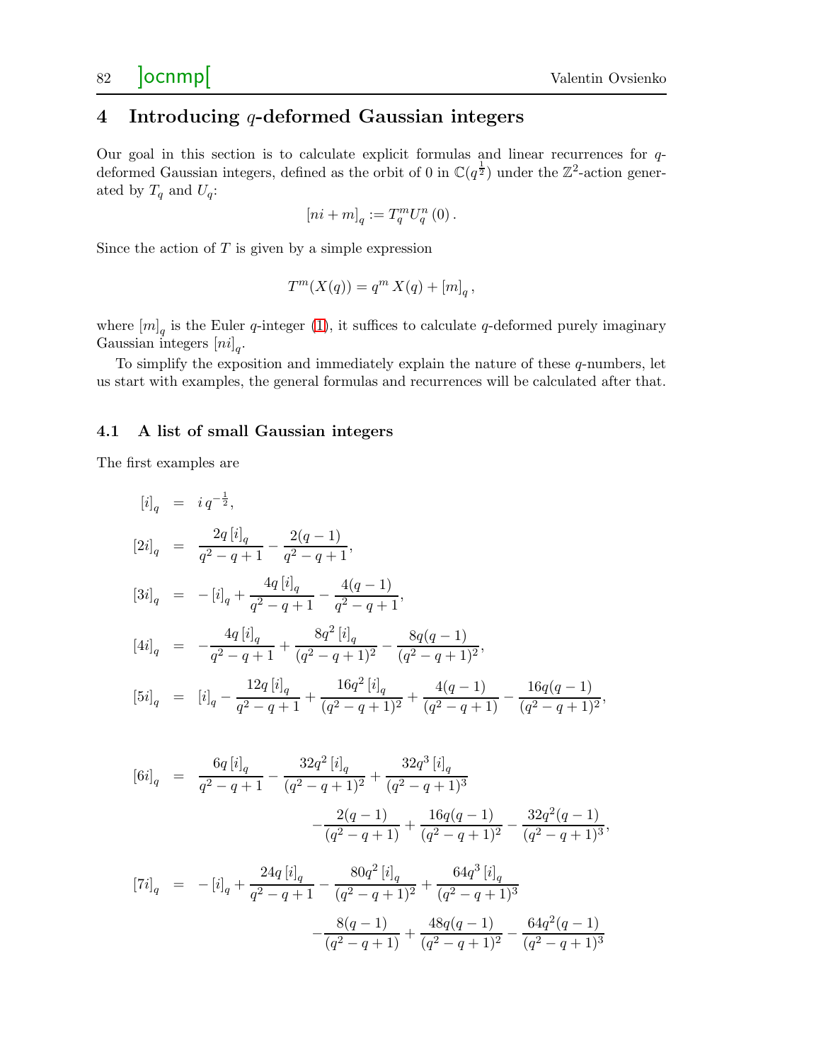## 4 Introducing $q$-deformed Gaussian integers

Our goal in this section is to calculate explicit formulas and linear recurrences for $q$-deformed Gaussian integers, defined as the orbit of 0 in $\mathbb{C}(q^{\frac{1}{2}})$ under the $\mathbb{Z}^2$-action generated by $T_q$ and $U_q$:

$$[ni+m]_q := T_q^m U_q^n (0)\,.$$

Since the action of $T$ is given by a simple expression

$$T^m(X(q)) = q^m\, X(q) + [m]_q\,,$$

where $[m]_q$ is the Euler $q$-integer (1), it suffices to calculate $q$-deformed purely imaginary Gaussian integers $[ni]_q$.

To simplify the exposition and immediately explain the nature of these $q$-numbers, let us start with examples, the general formulas and recurrences will be calculated after that.

### 4.1 A list of small Gaussian integers

The first examples are

$$
\begin{aligned}
[i]_q &= i\, q^{-\frac{1}{2}}, \\
[2i]_q &= \frac{2q\,[i]_q}{q^2-q+1} - \frac{2(q-1)}{q^2-q+1}, \\
[3i]_q &= -[i]_q + \frac{4q\,[i]_q}{q^2-q+1} - \frac{4(q-1)}{q^2-q+1}, \\
[4i]_q &= -\frac{4q\,[i]_q}{q^2-q+1} + \frac{8q^2\,[i]_q}{(q^2-q+1)^2} - \frac{8q(q-1)}{(q^2-q+1)^2}, \\
[5i]_q &= [i]_q - \frac{12q\,[i]_q}{q^2-q+1} + \frac{16q^2\,[i]_q}{(q^2-q+1)^2} + \frac{4(q-1)}{(q^2-q+1)} - \frac{16q(q-1)}{(q^2-q+1)^2},
\end{aligned}
$$

$$
\begin{aligned}
[6i]_q &= \frac{6q\,[i]_q}{q^2-q+1} - \frac{32q^2\,[i]_q}{(q^2-q+1)^2} + \frac{32q^3\,[i]_q}{(q^2-q+1)^3} \\
&\qquad - \frac{2(q-1)}{(q^2-q+1)} + \frac{16q(q-1)}{(q^2-q+1)^2} - \frac{32q^2(q-1)}{(q^2-q+1)^3}, \\
[7i]_q &= -[i]_q + \frac{24q\,[i]_q}{q^2-q+1} - \frac{80q^2\,[i]_q}{(q^2-q+1)^2} + \frac{64q^3\,[i]_q}{(q^2-q+1)^3} \\
&\qquad - \frac{8(q-1)}{(q^2-q+1)} + \frac{48q(q-1)}{(q^2-q+1)^2} - \frac{64q^2(q-1)}{(q^2-q+1)^3}
\end{aligned}
$$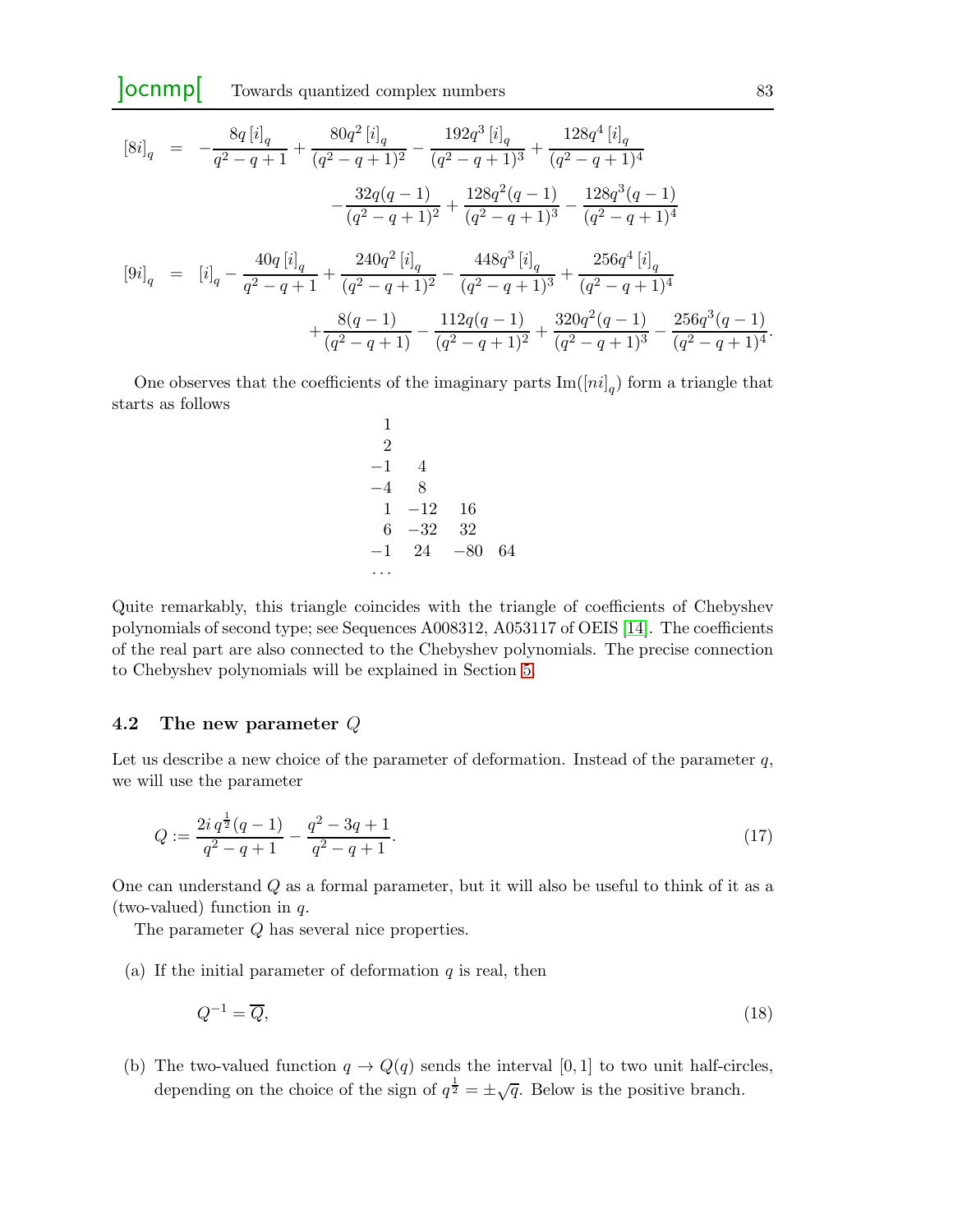$$
\begin{aligned}
[8i]_q &= -\frac{8q\,[i]_q}{q^2-q+1} + \frac{80q^2\,[i]_q}{(q^2-q+1)^2} - \frac{192q^3\,[i]_q}{(q^2-q+1)^3} + \frac{128q^4\,[i]_q}{(q^2-q+1)^4} \\
&\qquad\qquad -\frac{32q(q-1)}{(q^2-q+1)^2} + \frac{128q^2(q-1)}{(q^2-q+1)^3} - \frac{128q^3(q-1)}{(q^2-q+1)^4}
\end{aligned}
$$

$$
\begin{aligned}
[9i]_q &= [i]_q - \frac{40q\,[i]_q}{q^2-q+1} + \frac{240q^2\,[i]_q}{(q^2-q+1)^2} - \frac{448q^3\,[i]_q}{(q^2-q+1)^3} + \frac{256q^4\,[i]_q}{(q^2-q+1)^4} \\
&\qquad + \frac{8(q-1)}{(q^2-q+1)} - \frac{112q(q-1)}{(q^2-q+1)^2} + \frac{320q^2(q-1)}{(q^2-q+1)^3} - \frac{256q^3(q-1)}{(q^2-q+1)^4}.
\end{aligned}
$$

One observes that the coefficients of the imaginary parts $\mathrm{Im}([ni]_q)$ form a triangle that starts as follows

$$
\begin{array}{rrrr}
1 & & & \\
2 & & & \\
-1 & 4 & & \\
-4 & 8 & & \\
1 & -12 & 16 & \\
6 & -32 & 32 & \\
-1 & 24 & -80 & 64 \\
\cdots & & &
\end{array}
$$

Quite remarkably, this triangle coincides with the triangle of coefficients of Chebyshev polynomials of second type; see Sequences A008312, A053117 of OEIS [14]. The coefficients of the real part are also connected to the Chebyshev polynomials. The precise connection to Chebyshev polynomials will be explained in Section 5.

### 4.2 The new parameter $Q$

Let us describe a new choice of the parameter of deformation. Instead of the parameter $q$, we will use the parameter

$$
Q := \frac{2i\,q^{\frac{1}{2}}(q-1)}{q^2-q+1} - \frac{q^2-3q+1}{q^2-q+1}. \tag{17}
$$

One can understand $Q$ as a formal parameter, but it will also be useful to think of it as a (two-valued) function in $q$.

The parameter $Q$ has several nice properties.

(a) If the initial parameter of deformation $q$ is real, then

$$
Q^{-1} = \overline{Q}, \tag{18}
$$

(b) The two-valued function $q \to Q(q)$ sends the interval $[0,1]$ to two unit half-circles, depending on the choice of the sign of $q^{\frac{1}{2}} = \pm\sqrt{q}$. Below is the positive branch.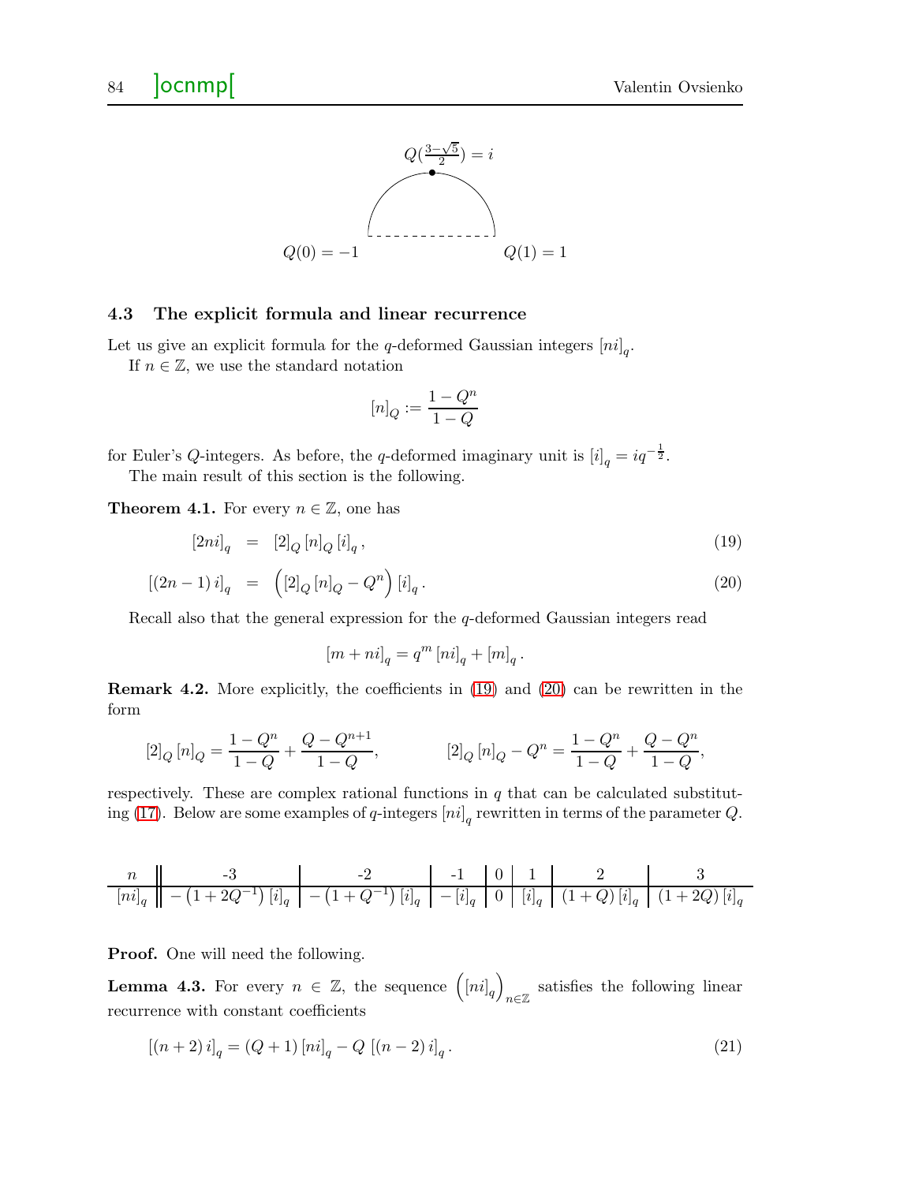$Q(\frac{3-\sqrt{5}}{2}) = i$

$Q(0) = -1$ $\qquad$ $Q(1) = 1$

### 4.3 The explicit formula and linear recurrence

Let us give an explicit formula for the $q$-deformed Gaussian integers $[ni]_q$.

If $n \in \mathbb{Z}$, we use the standard notation

$$[n]_Q := \frac{1 - Q^n}{1 - Q}$$

for Euler's $Q$-integers. As before, the $q$-deformed imaginary unit is $[i]_q = iq^{-\frac{1}{2}}$.

The main result of this section is the following.

**Theorem 4.1.** For every $n \in \mathbb{Z}$, one has

$$[2ni]_q = [2]_Q [n]_Q [i]_q, \tag{19}$$

$$[(2n-1)\, i]_q = \Big([2]_Q [n]_Q - Q^n\Big) [i]_q. \tag{20}$$

Recall also that the general expression for the $q$-deformed Gaussian integers read

$$[m + ni]_q = q^m [ni]_q + [m]_q.$$

**Remark 4.2.** More explicitly, the coefficients in (19) and (20) can be rewritten in the form

$$[2]_Q [n]_Q = \frac{1-Q^n}{1-Q} + \frac{Q - Q^{n+1}}{1-Q}, \qquad [2]_Q [n]_Q - Q^n = \frac{1-Q^n}{1-Q} + \frac{Q-Q^n}{1-Q},$$

respectively. These are complex rational functions in $q$ that can be calculated substituting (17). Below are some examples of $q$-integers $[ni]_q$ rewritten in terms of the parameter $Q$.

| $n$ | -3 | -2 | -1 | 0 | 1 | 2 | 3 |
|---|---|---|---|---|---|---|---|
| $[ni]_q$ | $-\left(1+2Q^{-1}\right)[i]_q$ | $-\left(1+Q^{-1}\right)[i]_q$ | $-[i]_q$ | $0$ | $[i]_q$ | $(1+Q)\,[i]_q$ | $(1+2Q)\,[i]_q$ |

**Proof.** One will need the following.

**Lemma 4.3.** For every $n \in \mathbb{Z}$, the sequence $\left([ni]_q\right)_{n \in \mathbb{Z}}$ satisfies the following linear recurrence with constant coefficients

$$[(n+2)\, i]_q = (Q+1)\, [ni]_q - Q\, [(n-2)\, i]_q. \tag{21}$$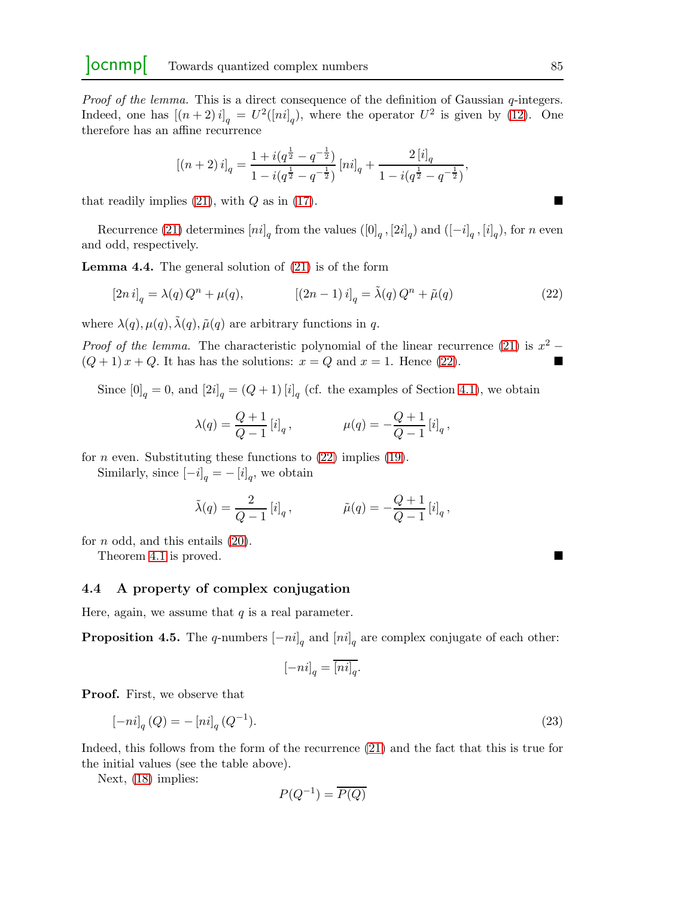*Proof of the lemma.* This is a direct consequence of the definition of Gaussian $q$-integers. Indeed, one has $[(n+2)\,i]_q = U^2([ni]_q)$, where the operator $U^2$ is given by (12). One therefore has an affine recurrence

$$[(n+2)\,i]_q = \frac{1 + i(q^{\frac{1}{2}} - q^{-\frac{1}{2}})}{1 - i(q^{\frac{1}{2}} - q^{-\frac{1}{2}})}\,[ni]_q + \frac{2\,[i]_q}{1 - i(q^{\frac{1}{2}} - q^{-\frac{1}{2}})},$$

that readily implies (21), with $Q$ as in (17). ■

Recurrence (21) determines $[ni]_q$ from the values $([0]_q\,,[2i]_q)$ and $([-i]_q\,,[i]_q)$, for $n$ even and odd, respectively.

**Lemma 4.4.** The general solution of (21) is of the form

$$[2n\,i]_q = \lambda(q)\,Q^n + \mu(q), \qquad\qquad [(2n-1)\,i]_q = \tilde{\lambda}(q)\,Q^n + \tilde{\mu}(q) \tag{22}$$

where $\lambda(q), \mu(q), \tilde{\lambda}(q), \tilde{\mu}(q)$ are arbitrary functions in $q$.

*Proof of the lemma.* The characteristic polynomial of the linear recurrence (21) is $x^2 - (Q+1)\,x + Q$. It has has the solutions: $x = Q$ and $x = 1$. Hence (22). ■

Since $[0]_q = 0$, and $[2i]_q = (Q+1)\,[i]_q$ (cf. the examples of Section 4.1), we obtain

$$\lambda(q) = \frac{Q+1}{Q-1}\,[i]_q\,, \qquad\qquad \mu(q) = -\frac{Q+1}{Q-1}\,[i]_q\,,$$

for $n$ even. Substituting these functions to (22) implies (19).

Similarly, since $[-i]_q = -\,[i]_q$, we obtain

$$\tilde{\lambda}(q) = \frac{2}{Q-1}\,[i]_q\,, \qquad\qquad \tilde{\mu}(q) = -\frac{Q+1}{Q-1}\,[i]_q\,,$$

for $n$ odd, and this entails (20).

Theorem 4.1 is proved. ■

### 4.4 A property of complex conjugation

Here, again, we assume that $q$ is a real parameter.

**Proposition 4.5.** The $q$-numbers $[-ni]_q$ and $[ni]_q$ are complex conjugate of each other:

$$[-ni]_q = \overline{[ni]_q}.$$

**Proof.** First, we observe that

$$[-ni]_q\,(Q) = -\,[ni]_q\,(Q^{-1}). \tag{23}$$

Indeed, this follows from the form of the recurrence (21) and the fact that this is true for the initial values (see the table above).

Next, (18) implies:

$$P(Q^{-1}) = \overline{P(Q)}$$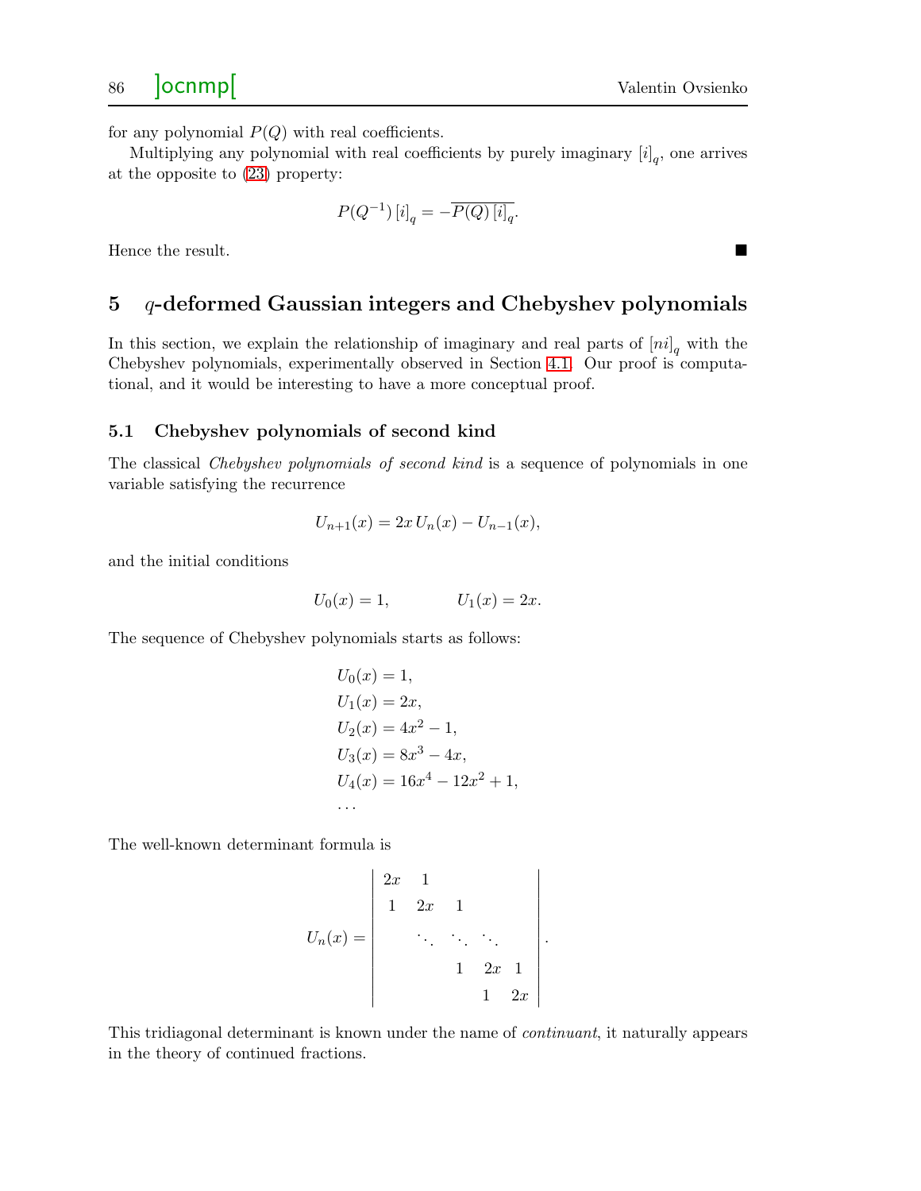for any polynomial $P(Q)$ with real coefficients.

Multiplying any polynomial with real coefficients by purely imaginary $[i]_q$, one arrives at the opposite to (23) property:

$$P(Q^{-1})\,[i]_q = -\overline{P(Q)\,[i]_q}.$$

Hence the result. ■

## 5 $q$-deformed Gaussian integers and Chebyshev polynomials

In this section, we explain the relationship of imaginary and real parts of $[ni]_q$ with the Chebyshev polynomials, experimentally observed in Section 4.1. Our proof is computational, and it would be interesting to have a more conceptual proof.

### 5.1 Chebyshev polynomials of second kind

The classical *Chebyshev polynomials of second kind* is a sequence of polynomials in one variable satisfying the recurrence

$$U_{n+1}(x) = 2x\,U_n(x) - U_{n-1}(x),$$

and the initial conditions

$$U_0(x) = 1, \qquad\qquad U_1(x) = 2x.$$

The sequence of Chebyshev polynomials starts as follows:

$$\begin{aligned}
&U_0(x) = 1,\\
&U_1(x) = 2x,\\
&U_2(x) = 4x^2 - 1,\\
&U_3(x) = 8x^3 - 4x,\\
&U_4(x) = 16x^4 - 12x^2 + 1,\\
&\ldots
\end{aligned}$$

The well-known determinant formula is

$$U_n(x) = \begin{vmatrix}
2x & 1 & & & \\
1 & 2x & 1 & & \\
 & \ddots & \ddots & \ddots & \\
 & & 1 & 2x & 1\\
 & & & 1 & 2x
\end{vmatrix}.$$

This tridiagonal determinant is known under the name of *continuant*, it naturally appears in the theory of continued fractions.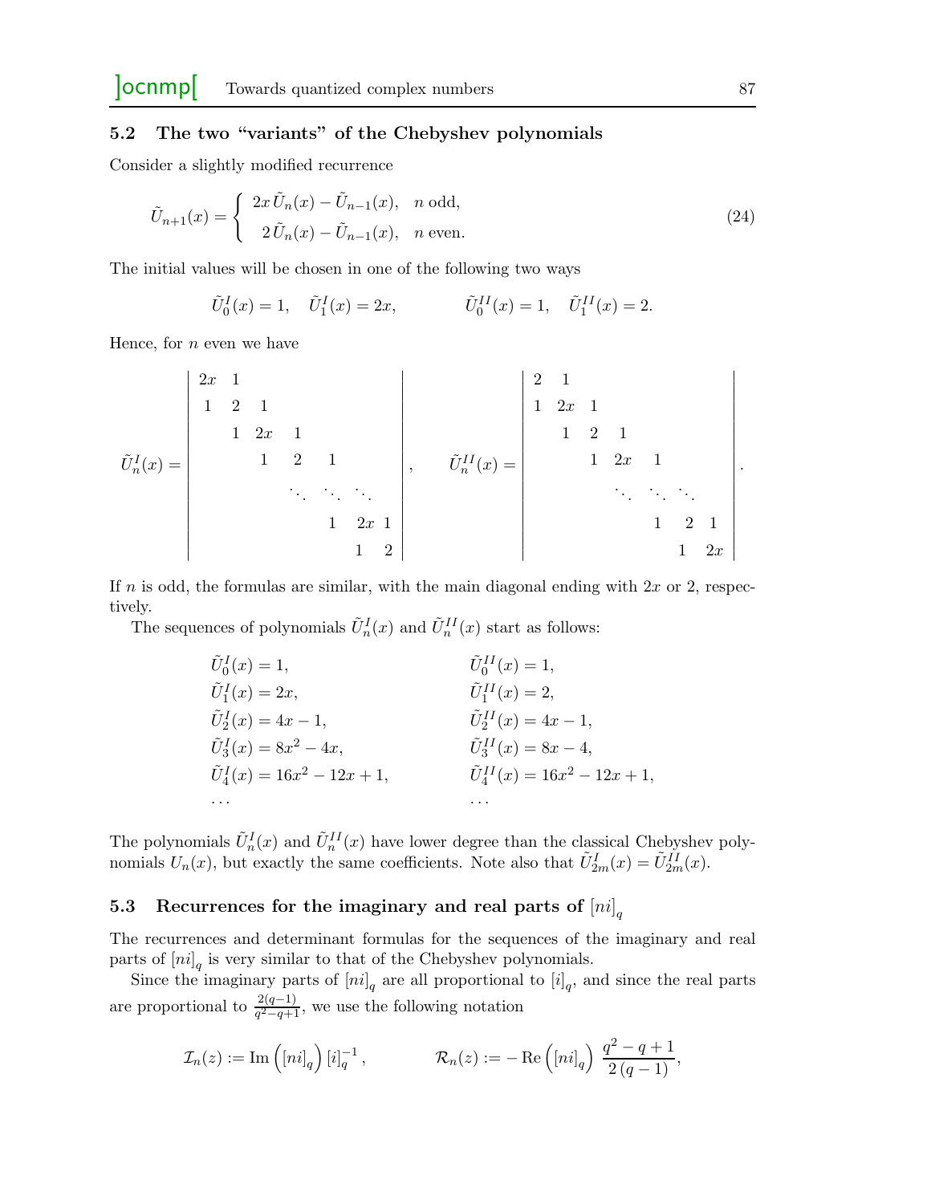### 5.2 The two "variants" of the Chebyshev polynomials

Consider a slightly modified recurrence

$$
\tilde{U}_{n+1}(x) = \begin{cases} 2x\,\tilde{U}_n(x) - \tilde{U}_{n-1}(x), & n \text{ odd}, \\ \;\;2\,\tilde{U}_n(x) - \tilde{U}_{n-1}(x), & n \text{ even}. \end{cases} \tag{24}
$$

The initial values will be chosen in one of the following two ways

$$
\tilde{U}^{I}_0(x) = 1, \quad \tilde{U}^{I}_1(x) = 2x, \qquad\qquad \tilde{U}^{II}_0(x) = 1, \quad \tilde{U}^{II}_1(x) = 2.
$$

Hence, for $n$ even we have

$$
\tilde{U}^{I}_n(x) = \begin{vmatrix} 2x & 1 & & & & & \\ 1 & 2 & 1 & & & & \\ & 1 & 2x & 1 & & & \\ & & 1 & 2 & 1 & & \\ & & & \ddots & \ddots & \ddots & \\ & & & & 1 & 2x & 1 \\ & & & & & 1 & 2 \end{vmatrix}, \qquad \tilde{U}^{II}_n(x) = \begin{vmatrix} 2 & 1 & & & & & \\ 1 & 2x & 1 & & & & \\ & 1 & 2 & 1 & & & \\ & & 1 & 2x & 1 & & \\ & & & \ddots & \ddots & \ddots & \\ & & & & 1 & 2 & 1 \\ & & & & & 1 & 2x \end{vmatrix}.
$$

If $n$ is odd, the formulas are similar, with the main diagonal ending with $2x$ or $2$, respectively.

The sequences of polynomials $\tilde{U}^{I}_n(x)$ and $\tilde{U}^{II}_n(x)$ start as follows:

$$
\begin{aligned}
&\tilde{U}^{I}_0(x) = 1, && \tilde{U}^{II}_0(x) = 1, \\
&\tilde{U}^{I}_1(x) = 2x, && \tilde{U}^{II}_1(x) = 2, \\
&\tilde{U}^{I}_2(x) = 4x - 1, && \tilde{U}^{II}_2(x) = 4x - 1, \\
&\tilde{U}^{I}_3(x) = 8x^2 - 4x, && \tilde{U}^{II}_3(x) = 8x - 4, \\
&\tilde{U}^{I}_4(x) = 16x^2 - 12x + 1, && \tilde{U}^{II}_4(x) = 16x^2 - 12x + 1, \\
&\ldots && \ldots
\end{aligned}
$$

The polynomials $\tilde{U}^{I}_n(x)$ and $\tilde{U}^{II}_n(x)$ have lower degree than the classical Chebyshev polynomials $U_n(x)$, but exactly the same coefficients. Note also that $\tilde{U}^{I}_{2m}(x) = \tilde{U}^{II}_{2m}(x)$.

### 5.3 Recurrences for the imaginary and real parts of $[ni]_q$

The recurrences and determinant formulas for the sequences of the imaginary and real parts of $[ni]_q$ is very similar to that of the Chebyshev polynomials.

Since the imaginary parts of $[ni]_q$ are all proportional to $[i]_q$, and since the real parts are proportional to $\frac{2(q-1)}{q^2-q+1}$, we use the following notation

$$
\mathcal{I}_n(z) := \operatorname{Im}\left([ni]_q\right)[i]_q^{-1}, \qquad\qquad \mathcal{R}_n(z) := -\operatorname{Re}\left([ni]_q\right)\,\frac{q^2-q+1}{2\,(q-1)},
$$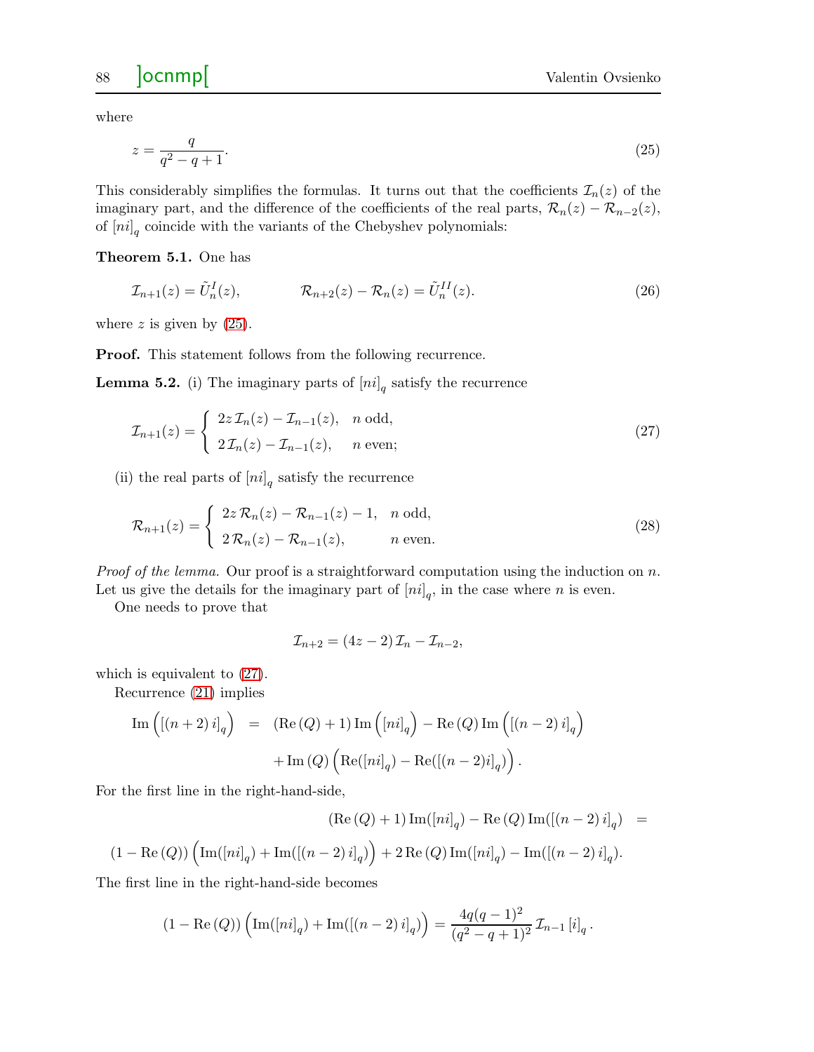where

$$z = \frac{q}{q^2 - q + 1}. \tag{25}$$

This considerably simplifies the formulas. It turns out that the coefficients $\mathcal{I}_n(z)$ of the imaginary part, and the difference of the coefficients of the real parts, $\mathcal{R}_n(z) - \mathcal{R}_{n-2}(z)$, of $[ni]_q$ coincide with the variants of the Chebyshev polynomials:

**Theorem 5.1.** One has

$$\mathcal{I}_{n+1}(z) = \tilde{U}^{I}_n(z), \qquad\qquad \mathcal{R}_{n+2}(z) - \mathcal{R}_n(z) = \tilde{U}^{II}_n(z). \tag{26}$$

where $z$ is given by (25).

**Proof.** This statement follows from the following recurrence.

**Lemma 5.2.** (i) The imaginary parts of $[ni]_q$ satisfy the recurrence

$$\mathcal{I}_{n+1}(z) = \begin{cases} 2z\,\mathcal{I}_n(z) - \mathcal{I}_{n-1}(z), & n \text{ odd}, \\ 2\,\mathcal{I}_n(z) - \mathcal{I}_{n-1}(z), & n \text{ even}; \end{cases} \tag{27}$$

(ii) the real parts of $[ni]_q$ satisfy the recurrence

$$\mathcal{R}_{n+1}(z) = \begin{cases} 2z\,\mathcal{R}_n(z) - \mathcal{R}_{n-1}(z) - 1, & n \text{ odd}, \\ 2\,\mathcal{R}_n(z) - \mathcal{R}_{n-1}(z), & n \text{ even}. \end{cases} \tag{28}$$

*Proof of the lemma.* Our proof is a straightforward computation using the induction on $n$. Let us give the details for the imaginary part of $[ni]_q$, in the case where $n$ is even.

One needs to prove that

$$\mathcal{I}_{n+2} = (4z - 2)\,\mathcal{I}_n - \mathcal{I}_{n-2},$$

which is equivalent to (27).

Recurrence (21) implies

$$\begin{aligned} \mathrm{Im}\left([(n+2)\,i]_q\right) \;&=\; (\mathrm{Re}\,(Q) + 1)\,\mathrm{Im}\left([ni]_q\right) - \mathrm{Re}\,(Q)\,\mathrm{Im}\left([(n-2)\,i]_q\right) \\ &\quad + \mathrm{Im}\,(Q)\left(\mathrm{Re}([ni]_q) - \mathrm{Re}([(n-2)i]_q)\right). \end{aligned}$$

For the first line in the right-hand-side,

$$\begin{aligned} &(\mathrm{Re}\,(Q) + 1)\,\mathrm{Im}([ni]_q) - \mathrm{Re}\,(Q)\,\mathrm{Im}([(n-2)\,i]_q) \;= \\ &(1 - \mathrm{Re}\,(Q))\left(\mathrm{Im}([ni]_q) + \mathrm{Im}([(n-2)\,i]_q)\right) + 2\,\mathrm{Re}\,(Q)\,\mathrm{Im}([ni]_q) - \mathrm{Im}([(n-2)\,i]_q). \end{aligned}$$

The first line in the right-hand-side becomes

$$(1 - \mathrm{Re}\,(Q))\left(\mathrm{Im}([ni]_q) + \mathrm{Im}([(n-2)\,i]_q)\right) = \frac{4q(q-1)^2}{(q^2-q+1)^2}\,\mathcal{I}_{n-1}\,[i]_q\,.$$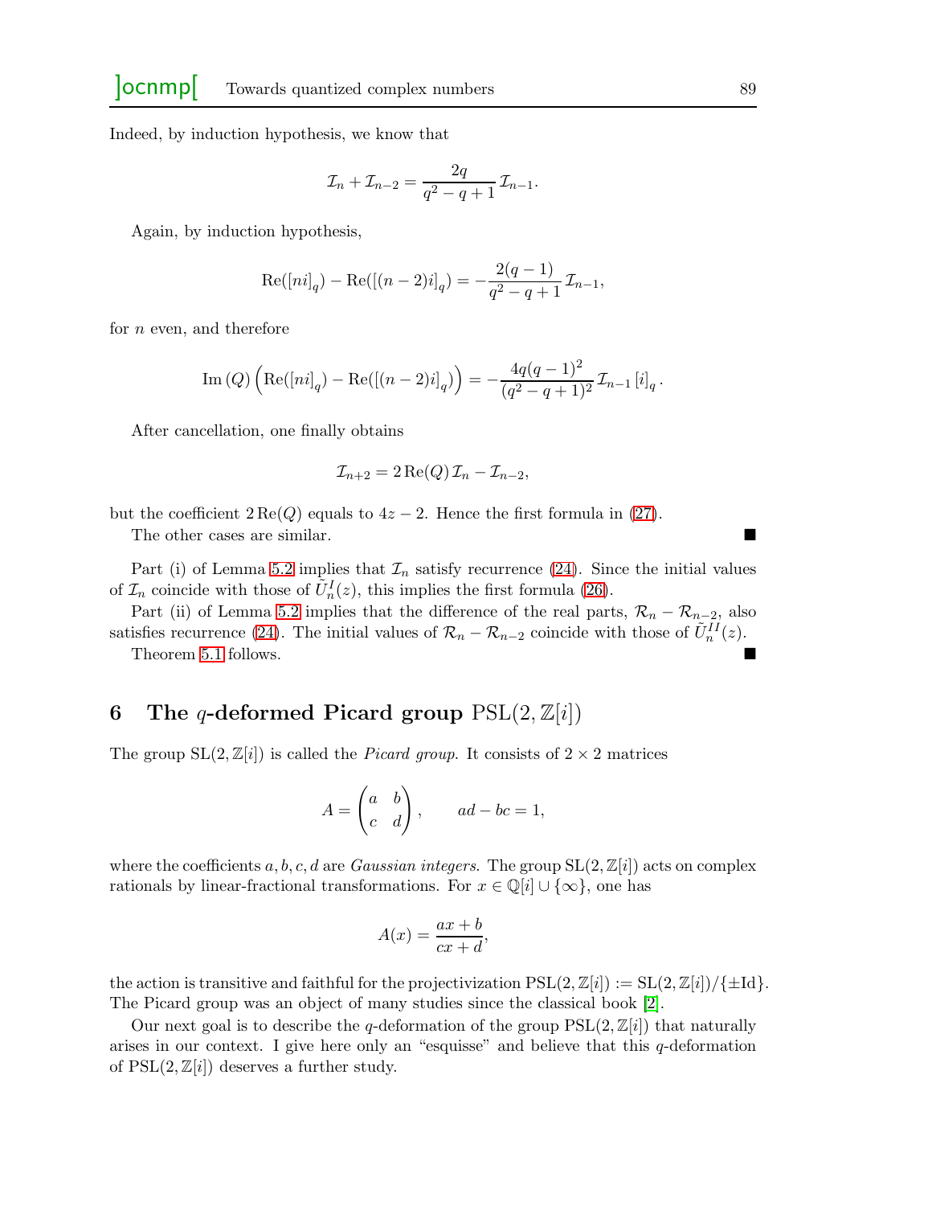Indeed, by induction hypothesis, we know that

$$\mathcal{I}_n + \mathcal{I}_{n-2} = \frac{2q}{q^2-q+1}\,\mathcal{I}_{n-1}.$$

Again, by induction hypothesis,

$$\mathrm{Re}([ni]_q) - \mathrm{Re}([(n-2)i]_q) = -\frac{2(q-1)}{q^2-q+1}\,\mathcal{I}_{n-1},$$

for $n$ even, and therefore

$$\mathrm{Im}\,(Q)\left(\mathrm{Re}([ni]_q) - \mathrm{Re}([(n-2)i]_q)\right) = -\frac{4q(q-1)^2}{(q^2-q+1)^2}\,\mathcal{I}_{n-1}\,[i]_q\,.$$

After cancellation, one finally obtains

$$\mathcal{I}_{n+2} = 2\,\mathrm{Re}(Q)\,\mathcal{I}_n - \mathcal{I}_{n-2},$$

but the coefficient $2\,\mathrm{Re}(Q)$ equals to $4z-2$. Hence the first formula in (27).

The other cases are similar. ■

Part (i) of Lemma 5.2 implies that $\mathcal{I}_n$ satisfy recurrence (24). Since the initial values of $\mathcal{I}_n$ coincide with those of $\tilde{U}_n^I(z)$, this implies the first formula (26).

Part (ii) of Lemma 5.2 implies that the difference of the real parts, $\mathcal{R}_n - \mathcal{R}_{n-2}$, also satisfies recurrence (24). The initial values of $\mathcal{R}_n - \mathcal{R}_{n-2}$ coincide with those of $\tilde{U}_n^{II}(z)$.

Theorem 5.1 follows. ■

## 6 The $q$-deformed Picard group $\mathrm{PSL}(2,\mathbb{Z}[i])$

The group $\mathrm{SL}(2,\mathbb{Z}[i])$ is called the *Picard group*. It consists of $2\times 2$ matrices

$$A = \begin{pmatrix} a & b \\ c & d \end{pmatrix}, \qquad ad-bc=1,$$

where the coefficients $a,b,c,d$ are *Gaussian integers*. The group $\mathrm{SL}(2,\mathbb{Z}[i])$ acts on complex rationals by linear-fractional transformations. For $x\in\mathbb{Q}[i]\cup\{\infty\}$, one has

$$A(x) = \frac{ax+b}{cx+d},$$

the action is transitive and faithful for the projectivization $\mathrm{PSL}(2,\mathbb{Z}[i]) := \mathrm{SL}(2,\mathbb{Z}[i])/\{\pm\mathrm{Id}\}$. The Picard group was an object of many studies since the classical book [2].

Our next goal is to describe the $q$-deformation of the group $\mathrm{PSL}(2,\mathbb{Z}[i])$ that naturally arises in our context. I give here only an "esquisse" and believe that this $q$-deformation of $\mathrm{PSL}(2,\mathbb{Z}[i])$ deserves a further study.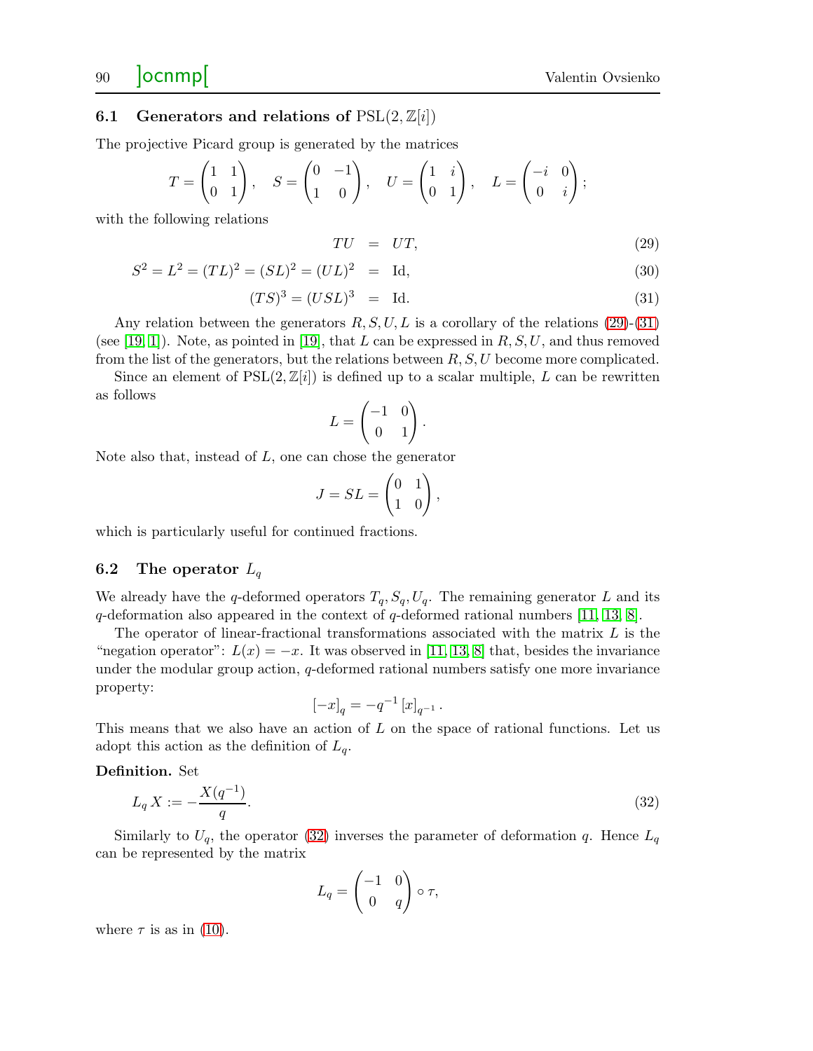### 6.1 Generators and relations of $\mathrm{PSL}(2, \mathbb{Z}[i])$

The projective Picard group is generated by the matrices

$$T = \begin{pmatrix} 1 & 1 \\ 0 & 1 \end{pmatrix}, \quad S = \begin{pmatrix} 0 & -1 \\ 1 & 0 \end{pmatrix}, \quad U = \begin{pmatrix} 1 & i \\ 0 & 1 \end{pmatrix}, \quad L = \begin{pmatrix} -i & 0 \\ 0 & i \end{pmatrix};$$

with the following relations

$$TU = UT, \tag{29}$$

$$S^2 = L^2 = (TL)^2 = (SL)^2 = (UL)^2 = \mathrm{Id}, \tag{30}$$

$$(TS)^3 = (USL)^3 = \mathrm{Id}. \tag{31}$$

Any relation between the generators $R, S, U, L$ is a corollary of the relations (29)-(31) (see [19, 1]). Note, as pointed in [19], that $L$ can be expressed in $R, S, U$, and thus removed from the list of the generators, but the relations between $R, S, U$ become more complicated.

Since an element of $\mathrm{PSL}(2, \mathbb{Z}[i])$ is defined up to a scalar multiple, $L$ can be rewritten as follows

$$L = \begin{pmatrix} -1 & 0 \\ 0 & 1 \end{pmatrix}.$$

Note also that, instead of $L$, one can chose the generator

$$J = SL = \begin{pmatrix} 0 & 1 \\ 1 & 0 \end{pmatrix},$$

which is particularly useful for continued fractions.

### 6.2 The operator $L_q$

We already have the $q$-deformed operators $T_q, S_q, U_q$. The remaining generator $L$ and its $q$-deformation also appeared in the context of $q$-deformed rational numbers [11, 13, 8].

The operator of linear-fractional transformations associated with the matrix $L$ is the "negation operator": $L(x) = -x$. It was observed in [11, 13, 8] that, besides the invariance under the modular group action, $q$-deformed rational numbers satisfy one more invariance property:

$$[-x]_q = -q^{-1} [x]_{q^{-1}}.$$

This means that we also have an action of $L$ on the space of rational functions. Let us adopt this action as the definition of $L_q$.

**Definition.** Set

$$L_q X := -\frac{X(q^{-1})}{q}. \tag{32}$$

Similarly to $U_q$, the operator (32) inverses the parameter of deformation $q$. Hence $L_q$ can be represented by the matrix

$$L_q = \begin{pmatrix} -1 & 0 \\ 0 & q \end{pmatrix} \circ \tau,$$

where $\tau$ is as in (10).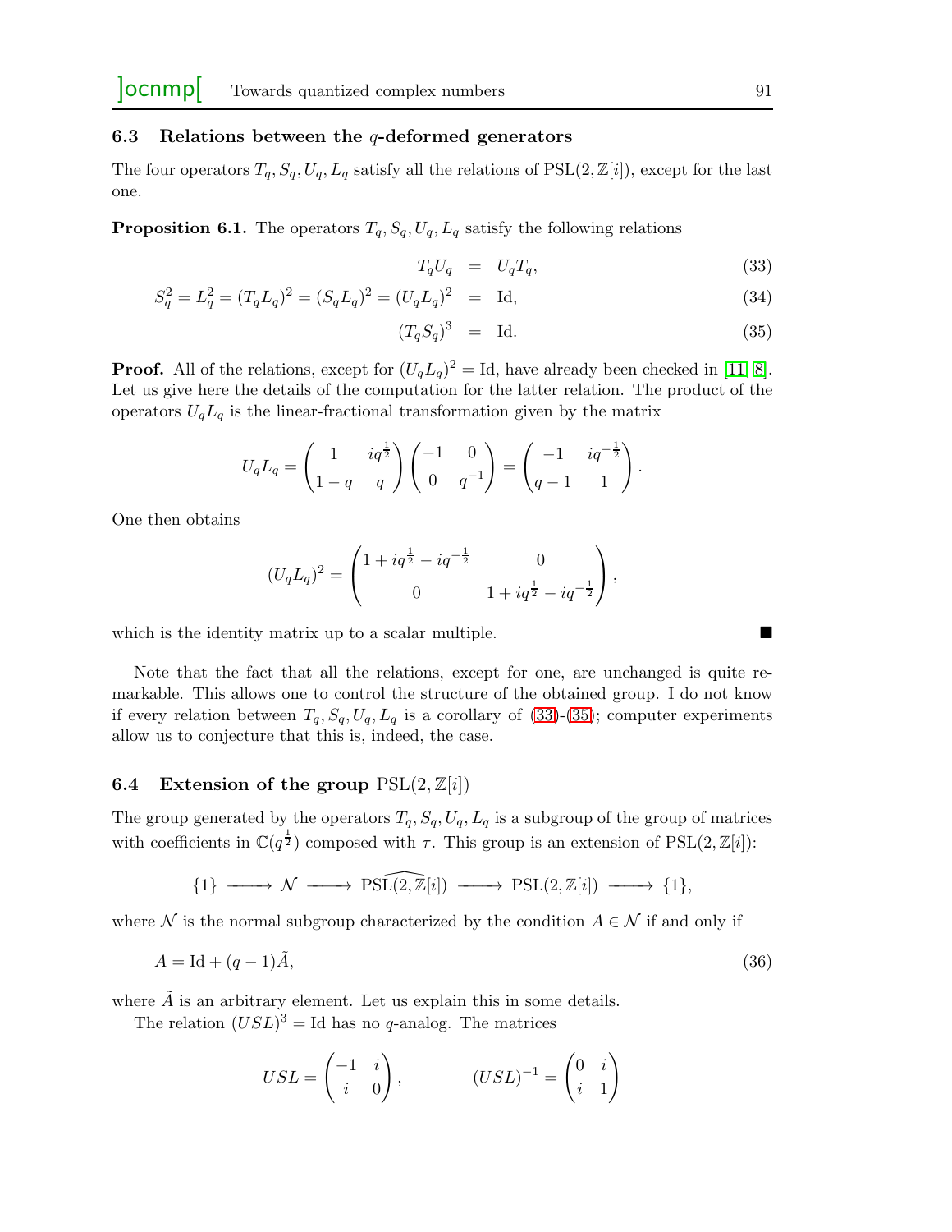### 6.3 Relations between the $q$-deformed generators

The four operators $T_q, S_q, U_q, L_q$ satisfy all the relations of $\mathrm{PSL}(2,\mathbb{Z}[i])$, except for the last one.

**Proposition 6.1.** The operators $T_q, S_q, U_q, L_q$ satisfy the following relations

$$T_qU_q = U_qT_q, \tag{33}$$

$$S_q^2 = L_q^2 = (T_qL_q)^2 = (S_qL_q)^2 = (U_qL_q)^2 = \mathrm{Id}, \tag{34}$$

$$(T_qS_q)^3 = \mathrm{Id}. \tag{35}$$

**Proof.** All of the relations, except for $(U_qL_q)^2 = \mathrm{Id}$, have already been checked in [11, 8]. Let us give here the details of the computation for the latter relation. The product of the operators $U_qL_q$ is the linear-fractional transformation given by the matrix

$$U_qL_q = \begin{pmatrix} 1 & iq^{\frac{1}{2}} \\ 1-q & q \end{pmatrix} \begin{pmatrix} -1 & 0 \\ 0 & q^{-1} \end{pmatrix} = \begin{pmatrix} -1 & iq^{-\frac{1}{2}} \\ q-1 & 1 \end{pmatrix}.$$

One then obtains

$$(U_qL_q)^2 = \begin{pmatrix} 1 + iq^{\frac{1}{2}} - iq^{-\frac{1}{2}} & 0 \\ 0 & 1 + iq^{\frac{1}{2}} - iq^{-\frac{1}{2}} \end{pmatrix},$$

which is the identity matrix up to a scalar multiple. ■

Note that the fact that all the relations, except for one, are unchanged is quite remarkable. This allows one to control the structure of the obtained group. I do not know if every relation between $T_q, S_q, U_q, L_q$ is a corollary of (33)-(35); computer experiments allow us to conjecture that this is, indeed, the case.

### 6.4 Extension of the group $\mathrm{PSL}(2,\mathbb{Z}[i])$

The group generated by the operators $T_q, S_q, U_q, L_q$ is a subgroup of the group of matrices with coefficients in $\mathbb{C}(q^{\frac{1}{2}})$ composed with $\tau$. This group is an extension of $\mathrm{PSL}(2,\mathbb{Z}[i])$:

$$\{1\} \longrightarrow \mathcal{N} \longrightarrow \widehat{\mathrm{PSL}(2,\mathbb{Z}[i])} \longrightarrow \mathrm{PSL}(2,\mathbb{Z}[i]) \longrightarrow \{1\},$$

where $\mathcal{N}$ is the normal subgroup characterized by the condition $A \in \mathcal{N}$ if and only if

$$A = \mathrm{Id} + (q-1)\tilde{A}, \tag{36}$$

where $\tilde{A}$ is an arbitrary element. Let us explain this in some details.

The relation $(USL)^3 = \mathrm{Id}$ has no $q$-analog. The matrices

$$USL = \begin{pmatrix} -1 & i \\ i & 0 \end{pmatrix}, \qquad (USL)^{-1} = \begin{pmatrix} 0 & i \\ i & 1 \end{pmatrix}$$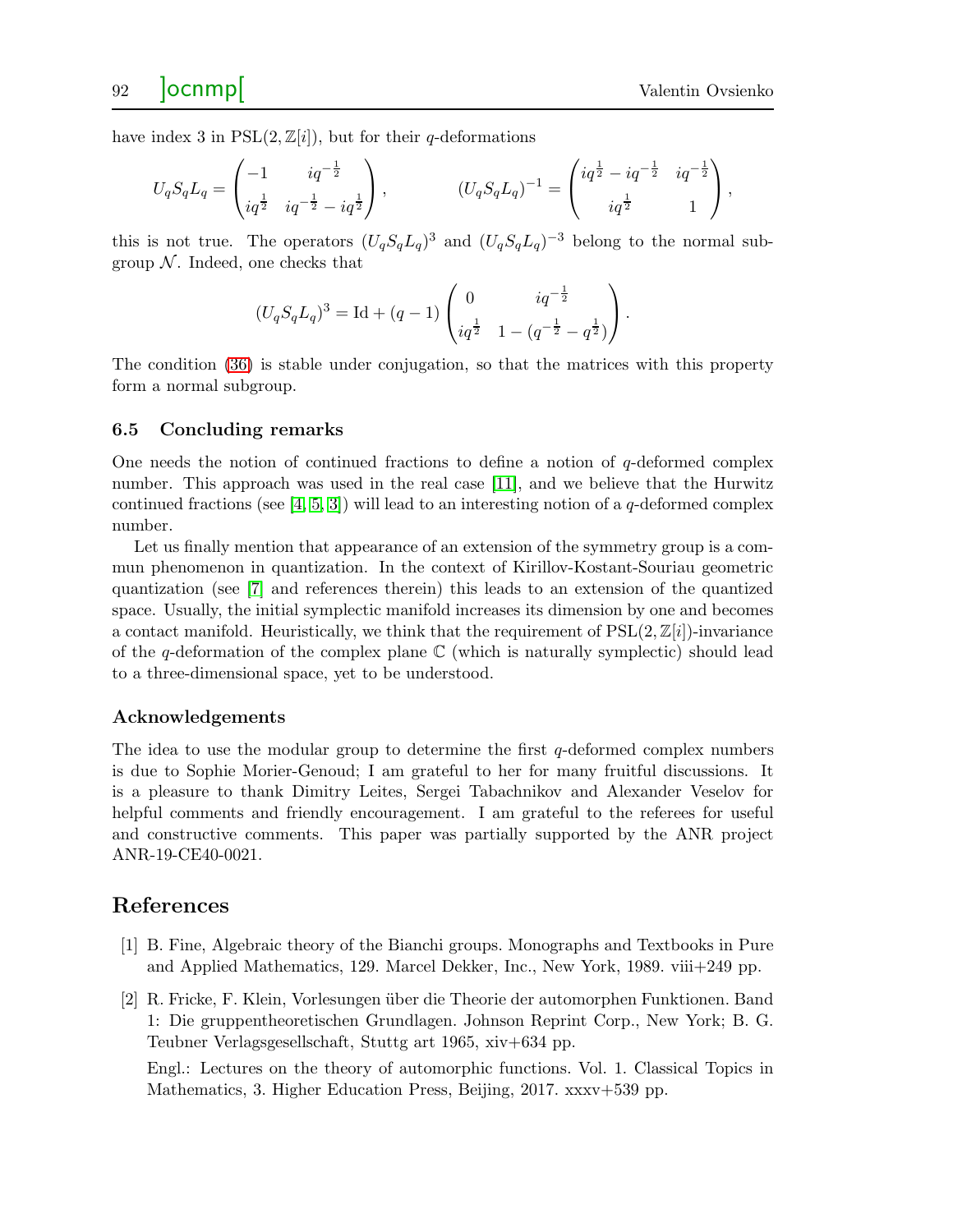have index 3 in $\mathrm{PSL}(2,\mathbb{Z}[i])$, but for their $q$-deformations

$$
U_qS_qL_q = \begin{pmatrix} -1 & iq^{-\frac{1}{2}} \\ iq^{\frac{1}{2}} & iq^{-\frac{1}{2}} - iq^{\frac{1}{2}} \end{pmatrix}, \qquad (U_qS_qL_q)^{-1} = \begin{pmatrix} iq^{\frac{1}{2}} - iq^{-\frac{1}{2}} & iq^{-\frac{1}{2}} \\ iq^{\frac{1}{2}} & 1 \end{pmatrix},
$$

this is not true. The operators $(U_qS_qL_q)^3$ and $(U_qS_qL_q)^{-3}$ belong to the normal subgroup $\mathcal{N}$. Indeed, one checks that

$$
(U_qS_qL_q)^3 = \mathrm{Id} + (q-1)\begin{pmatrix} 0 & iq^{-\frac{1}{2}} \\ iq^{\frac{1}{2}} & 1 - (q^{-\frac{1}{2}} - q^{\frac{1}{2}}) \end{pmatrix}.
$$

The condition (36) is stable under conjugation, so that the matrices with this property form a normal subgroup.

### 6.5 Concluding remarks

One needs the notion of continued fractions to define a notion of $q$-deformed complex number. This approach was used in the real case [11], and we believe that the Hurwitz continued fractions (see [4, 5, 3]) will lead to an interesting notion of a $q$-deformed complex number.

Let us finally mention that appearance of an extension of the symmetry group is a commun phenomenon in quantization. In the context of Kirillov-Kostant-Souriau geometric quantization (see [7] and references therein) this leads to an extension of the quantized space. Usually, the initial symplectic manifold increases its dimension by one and becomes a contact manifold. Heuristically, we think that the requirement of $\mathrm{PSL}(2,\mathbb{Z}[i])$-invariance of the $q$-deformation of the complex plane $\mathbb{C}$ (which is naturally symplectic) should lead to a three-dimensional space, yet to be understood.

### Acknowledgements

The idea to use the modular group to determine the first $q$-deformed complex numbers is due to Sophie Morier-Genoud; I am grateful to her for many fruitful discussions. It is a pleasure to thank Dimitry Leites, Sergei Tabachnikov and Alexander Veselov for helpful comments and friendly encouragement. I am grateful to the referees for useful and constructive comments. This paper was partially supported by the ANR project ANR-19-CE40-0021.

## References

[1] B. Fine, Algebraic theory of the Bianchi groups. Monographs and Textbooks in Pure and Applied Mathematics, 129. Marcel Dekker, Inc., New York, 1989. viii+249 pp.

[2] R. Fricke, F. Klein, Vorlesungen über die Theorie der automorphen Funktionen. Band 1: Die gruppentheoretischen Grundlagen. Johnson Reprint Corp., New York; B. G. Teubner Verlagsgesellschaft, Stuttg art 1965, xiv+634 pp.

Engl.: Lectures on the theory of automorphic functions. Vol. 1. Classical Topics in Mathematics, 3. Higher Education Press, Beijing, 2017. xxxv+539 pp.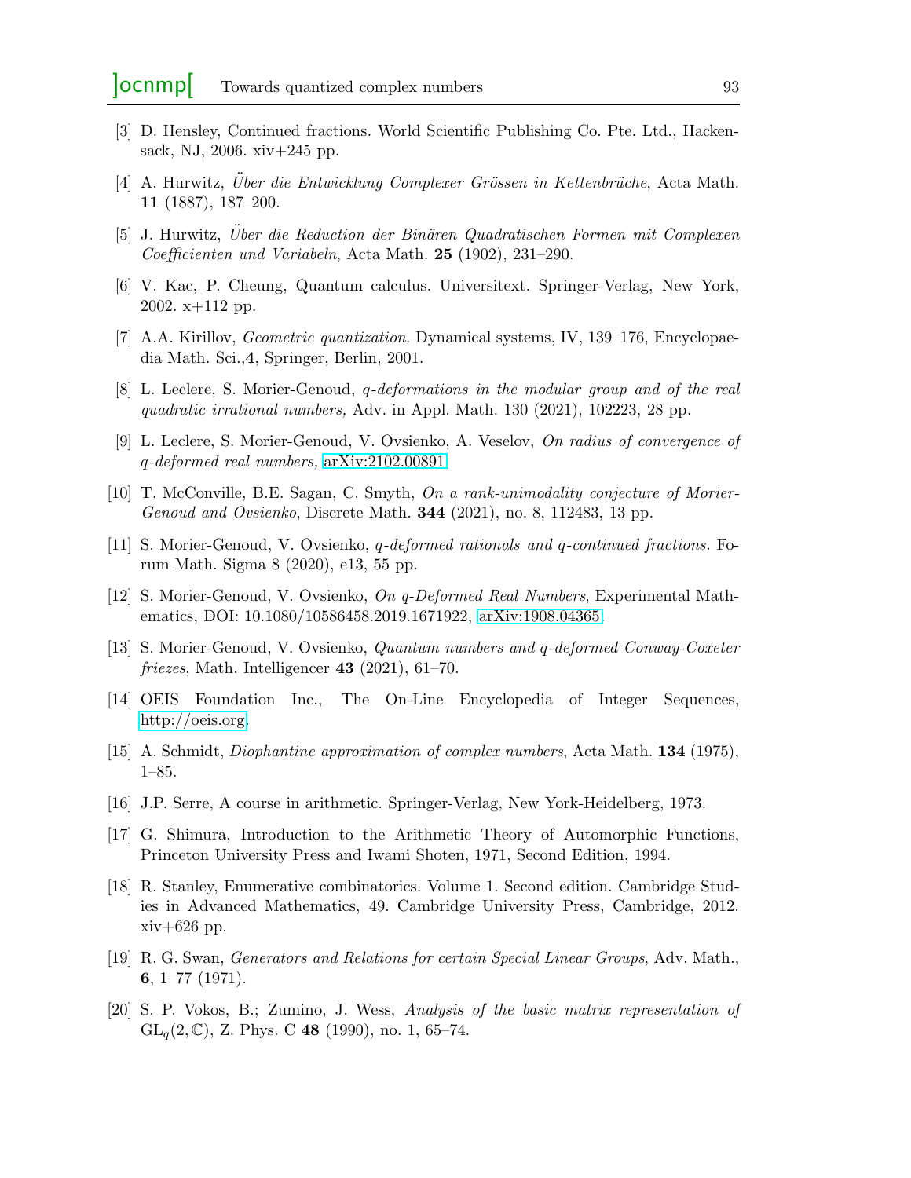[3] D. Hensley, Continued fractions. World Scientific Publishing Co. Pte. Ltd., Hackensack, NJ, 2006. xiv+245 pp.

[4] A. Hurwitz, *Über die Entwicklung Complexer Grössen in Kettenbrüche*, Acta Math. **11** (1887), 187–200.

[5] J. Hurwitz, *Über die Reduction der Binären Quadratischen Formen mit Complexen Coefficienten und Variabeln*, Acta Math. **25** (1902), 231–290.

[6] V. Kac, P. Cheung, Quantum calculus. Universitext. Springer-Verlag, New York, 2002. x+112 pp.

[7] A.A. Kirillov, *Geometric quantization*. Dynamical systems, IV, 139–176, Encyclopaedia Math. Sci.,**4**, Springer, Berlin, 2001.

[8] L. Leclere, S. Morier-Genoud, *q-deformations in the modular group and of the real quadratic irrational numbers,* Adv. in Appl. Math. 130 (2021), 102223, 28 pp.

[9] L. Leclere, S. Morier-Genoud, V. Ovsienko, A. Veselov, *On radius of convergence of q-deformed real numbers,* arXiv:2102.00891.

[10] T. McConville, B.E. Sagan, C. Smyth, *On a rank-unimodality conjecture of Morier-Genoud and Ovsienko*, Discrete Math. **344** (2021), no. 8, 112483, 13 pp.

[11] S. Morier-Genoud, V. Ovsienko, *q-deformed rationals and q-continued fractions.* Forum Math. Sigma 8 (2020), e13, 55 pp.

[12] S. Morier-Genoud, V. Ovsienko, *On q-Deformed Real Numbers*, Experimental Mathematics, DOI: 10.1080/10586458.2019.1671922, arXiv:1908.04365.

[13] S. Morier-Genoud, V. Ovsienko, *Quantum numbers and q-deformed Conway-Coxeter friezes*, Math. Intelligencer **43** (2021), 61–70.

[14] OEIS Foundation Inc., The On-Line Encyclopedia of Integer Sequences, http://oeis.org.

[15] A. Schmidt, *Diophantine approximation of complex numbers*, Acta Math. **134** (1975), 1–85.

[16] J.P. Serre, A course in arithmetic. Springer-Verlag, New York-Heidelberg, 1973.

[17] G. Shimura, Introduction to the Arithmetic Theory of Automorphic Functions, Princeton University Press and Iwami Shoten, 1971, Second Edition, 1994.

[18] R. Stanley, Enumerative combinatorics. Volume 1. Second edition. Cambridge Studies in Advanced Mathematics, 49. Cambridge University Press, Cambridge, 2012. xiv+626 pp.

[19] R. G. Swan, *Generators and Relations for certain Special Linear Groups*, Adv. Math., **6**, 1–77 (1971).

[20] S. P. Vokos, B.; Zumino, J. Wess, *Analysis of the basic matrix representation of* $\mathrm{GL}_q(2,\mathbb{C})$, Z. Phys. C **48** (1990), no. 1, 65–74.